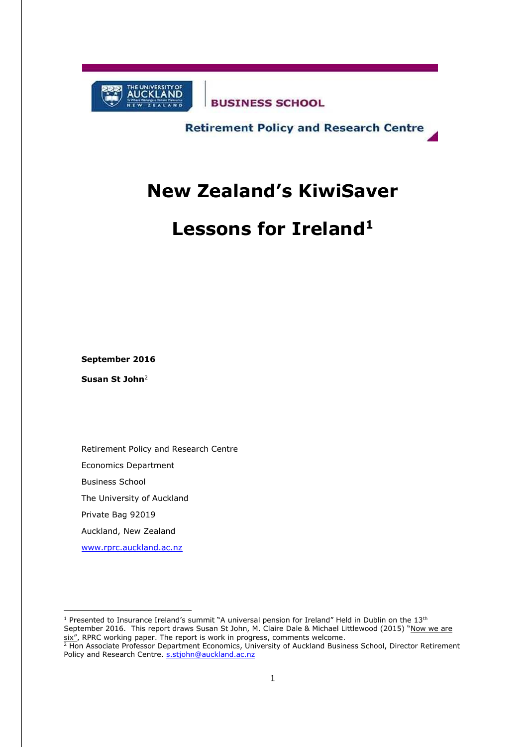THE UNIVERSITY OF AUCKLAND NEW ZEALAND

BUSINESS SCHOOL

Retirement Policy and Research Centre

# New Zealand's KiwiSaver

# Lessons for Ireland[1]

**September 2016**

**Susan St John**[2]

Retirement Policy and Research Centre

Economics Department

Business School

The University of Auckland

Private Bag 92019

Auckland, New Zealand

www.rprc.auckland.ac.nz

---

[1] Presented to Insurance Ireland's summit "A universal pension for Ireland" Held in Dublin on the 13th September 2016. This report draws Susan St John, M. Claire Dale & Michael Littlewood (2015) "Now we are six", RPRC working paper. The report is work in progress, comments welcome.

[2] Hon Associate Professor Department Economics, University of Auckland Business School, Director Retirement Policy and Research Centre. s.stjohn@auckland.ac.nz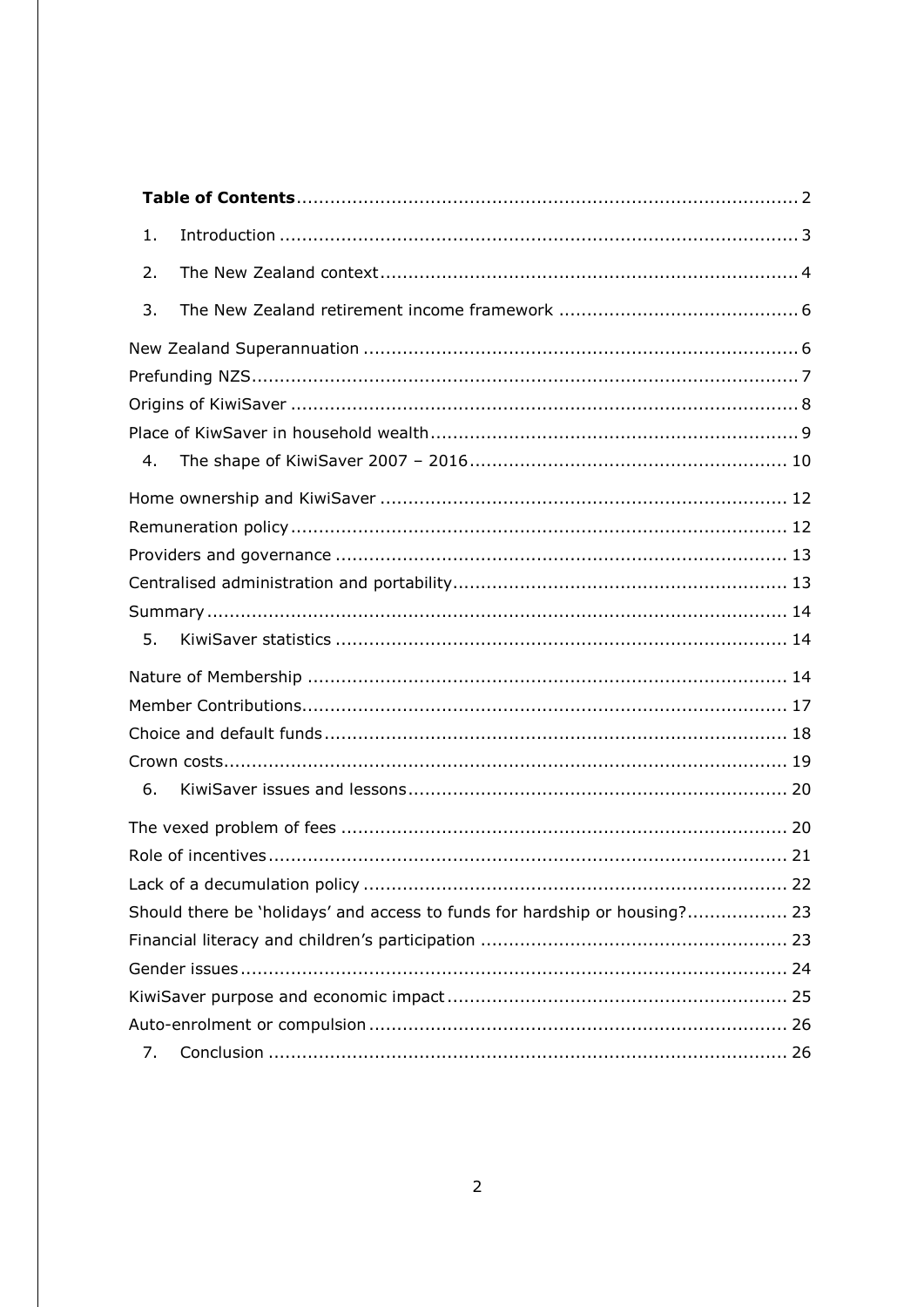**Table of Contents** ........................................................................................ 2

1. Introduction ........................................................................................... 3
2. The New Zealand context .......................................................................... 4
3. The New Zealand retirement income framework .......................................... 6

New Zealand Superannuation ............................................................................. 6

Prefunding NZS ................................................................................................ 7

Origins of KiwiSaver ......................................................................................... 8

Place of KiwSaver in household wealth ................................................................. 9

4. The shape of KiwiSaver 2007 – 2016 ......................................................... 10

Home ownership and KiwiSaver ........................................................................ 12

Remuneration policy ........................................................................................ 12

Providers and governance ................................................................................ 13

Centralised administration and portability ........................................................... 13

Summary ....................................................................................................... 14

5. KiwiSaver statistics ................................................................................ 14

Nature of Membership ..................................................................................... 14

Member Contributions ...................................................................................... 17

Choice and default funds .................................................................................. 18

Crown costs .................................................................................................... 19

6. KiwiSaver issues and lessons ................................................................... 20

The vexed problem of fees ............................................................................... 20

Role of incentives ............................................................................................ 21

Lack of a decumulation policy ........................................................................... 22

Should there be 'holidays' and access to funds for hardship or housing? ................. 23

Financial literacy and children's participation ...................................................... 23

Gender issues ................................................................................................. 24

KiwiSaver purpose and economic impact ............................................................ 25

Auto-enrolment or compulsion .......................................................................... 26

7. Conclusion ............................................................................................ 26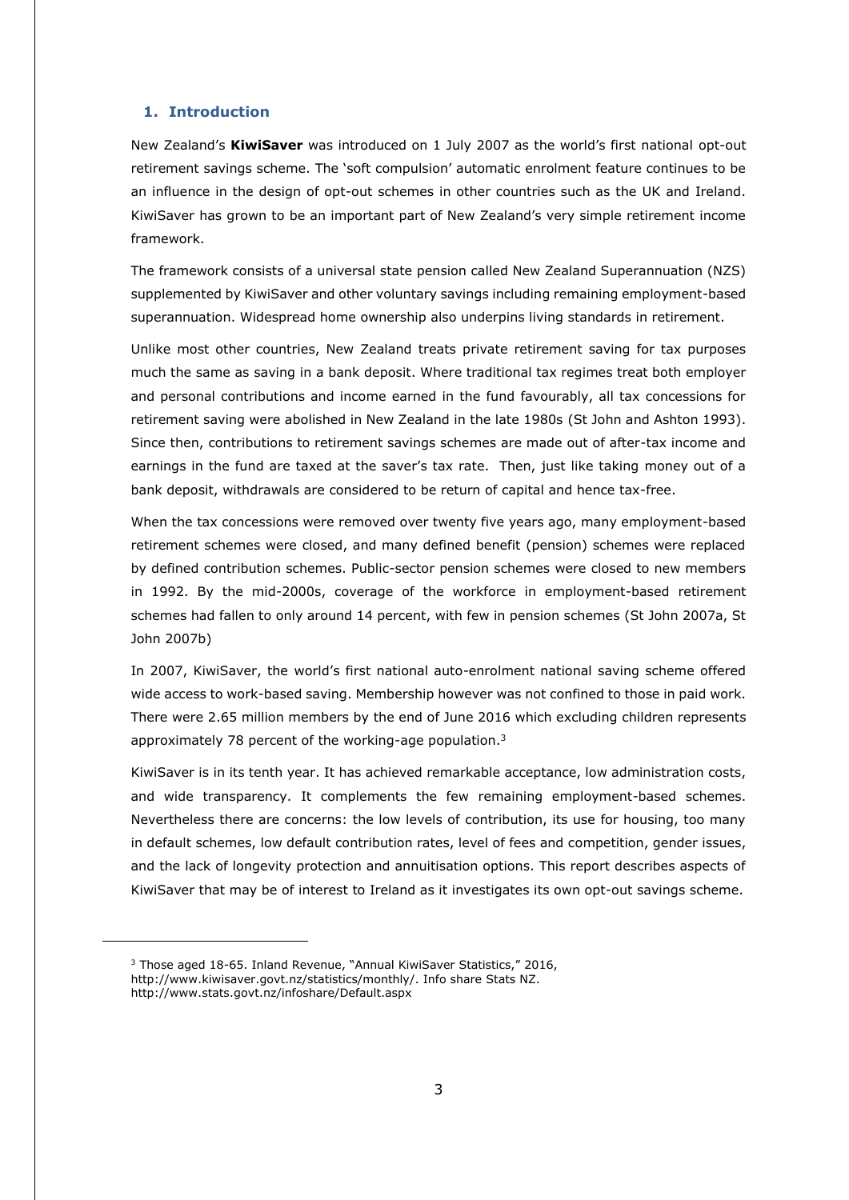## 1. Introduction

New Zealand's **KiwiSaver** was introduced on 1 July 2007 as the world's first national opt-out retirement savings scheme. The 'soft compulsion' automatic enrolment feature continues to be an influence in the design of opt-out schemes in other countries such as the UK and Ireland. KiwiSaver has grown to be an important part of New Zealand's very simple retirement income framework.

The framework consists of a universal state pension called New Zealand Superannuation (NZS) supplemented by KiwiSaver and other voluntary savings including remaining employment-based superannuation. Widespread home ownership also underpins living standards in retirement.

Unlike most other countries, New Zealand treats private retirement saving for tax purposes much the same as saving in a bank deposit. Where traditional tax regimes treat both employer and personal contributions and income earned in the fund favourably, all tax concessions for retirement saving were abolished in New Zealand in the late 1980s (St John and Ashton 1993). Since then, contributions to retirement savings schemes are made out of after-tax income and earnings in the fund are taxed at the saver's tax rate. Then, just like taking money out of a bank deposit, withdrawals are considered to be return of capital and hence tax-free.

When the tax concessions were removed over twenty five years ago, many employment-based retirement schemes were closed, and many defined benefit (pension) schemes were replaced by defined contribution schemes. Public-sector pension schemes were closed to new members in 1992. By the mid-2000s, coverage of the workforce in employment-based retirement schemes had fallen to only around 14 percent, with few in pension schemes (St John 2007a, St John 2007b)

In 2007, KiwiSaver, the world's first national auto-enrolment national saving scheme offered wide access to work-based saving. Membership however was not confined to those in paid work. There were 2.65 million members by the end of June 2016 which excluding children represents approximately 78 percent of the working-age population.[3]

KiwiSaver is in its tenth year. It has achieved remarkable acceptance, low administration costs, and wide transparency. It complements the few remaining employment-based schemes. Nevertheless there are concerns: the low levels of contribution, its use for housing, too many in default schemes, low default contribution rates, level of fees and competition, gender issues, and the lack of longevity protection and annuitisation options. This report describes aspects of KiwiSaver that may be of interest to Ireland as it investigates its own opt-out savings scheme.

---

[3] Those aged 18-65. Inland Revenue, "Annual KiwiSaver Statistics," 2016, http://www.kiwisaver.govt.nz/statistics/monthly/. Info share Stats NZ. http://www.stats.govt.nz/infoshare/Default.aspx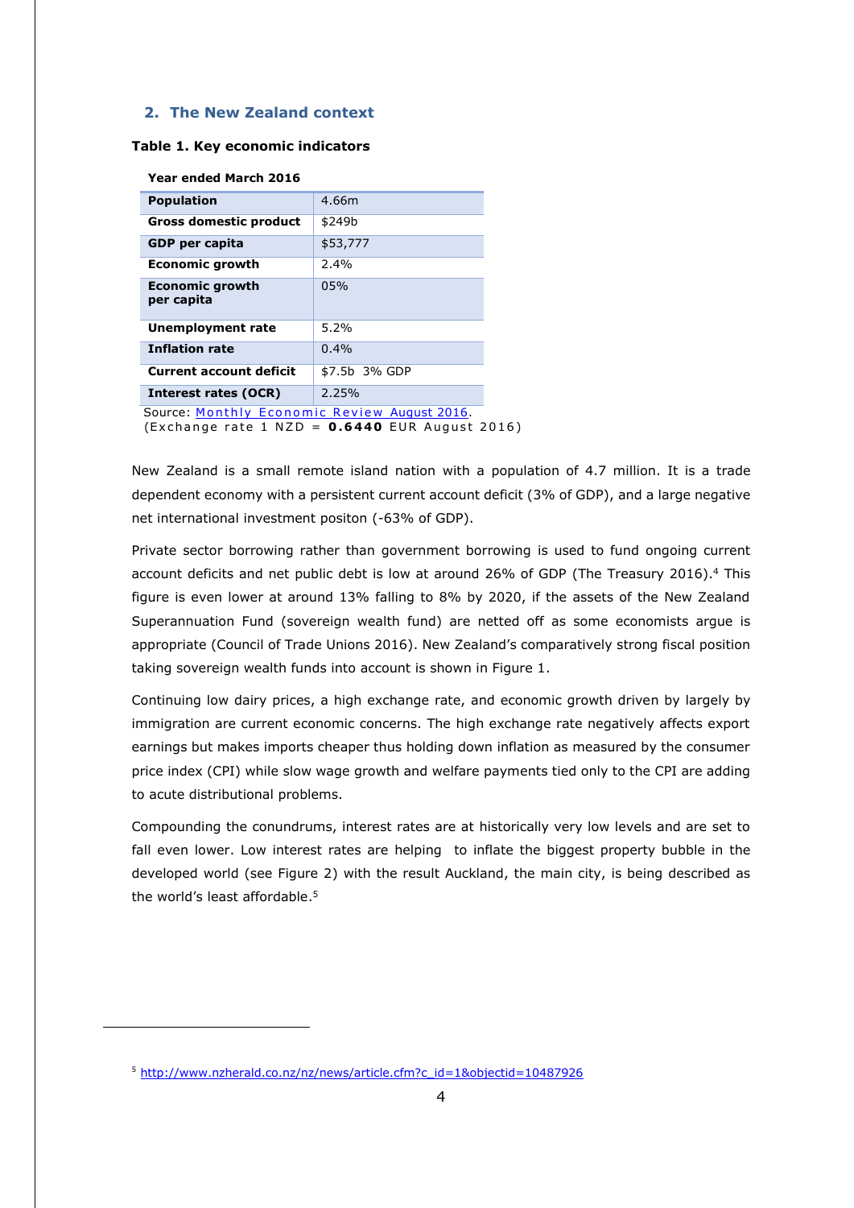## 2. The New Zealand context

**Table 1. Key economic indicators**

**Year ended March 2016**

| | |
|---|---|
| **Population** | 4.66m |
| **Gross domestic product** | $249b |
| **GDP per capita** | $53,777 |
| **Economic growth** | 2.4% |
| **Economic growth per capita** | 05% |
| **Unemployment rate** | 5.2% |
| **Inflation rate** | 0.4% |
| **Current account deficit** | $7.5b 3% GDP |
| **Interest rates (OCR)** | 2.25% |

Source: Monthly Economic Review August 2016.
(Exchange rate 1 NZD = **0.6440** EUR August 2016)

New Zealand is a small remote island nation with a population of 4.7 million. It is a trade dependent economy with a persistent current account deficit (3% of GDP), and a large negative net international investment positon (-63% of GDP).

Private sector borrowing rather than government borrowing is used to fund ongoing current account deficits and net public debt is low at around 26% of GDP (The Treasury 2016).[4] This figure is even lower at around 13% falling to 8% by 2020, if the assets of the New Zealand Superannuation Fund (sovereign wealth fund) are netted off as some economists argue is appropriate (Council of Trade Unions 2016). New Zealand's comparatively strong fiscal position taking sovereign wealth funds into account is shown in Figure 1.

Continuing low dairy prices, a high exchange rate, and economic growth driven by largely by immigration are current economic concerns. The high exchange rate negatively affects export earnings but makes imports cheaper thus holding down inflation as measured by the consumer price index (CPI) while slow wage growth and welfare payments tied only to the CPI are adding to acute distributional problems.

Compounding the conundrums, interest rates are at historically very low levels and are set to fall even lower. Low interest rates are helping to inflate the biggest property bubble in the developed world (see Figure 2) with the result Auckland, the main city, is being described as the world's least affordable.[5]

[5] http://www.nzherald.co.nz/nz/news/article.cfm?c_id=1&objectid=10487926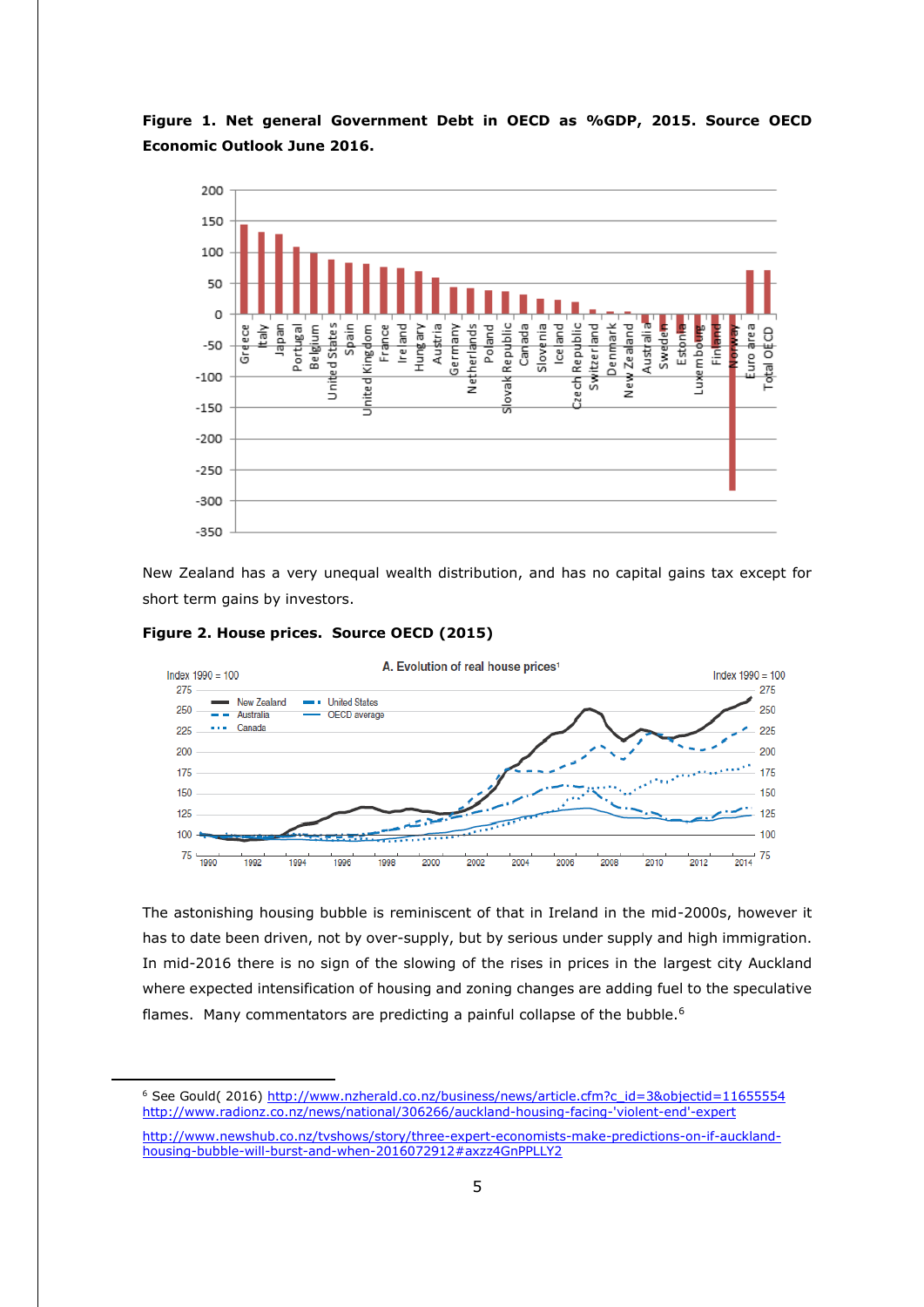**Figure 1. Net general Government Debt in OECD as %GDP, 2015. Source OECD Economic Outlook June 2016.**

New Zealand has a very unequal wealth distribution, and has no capital gains tax except for short term gains by investors.

**Figure 2. House prices. Source OECD (2015)**

The astonishing housing bubble is reminiscent of that in Ireland in the mid-2000s, however it has to date been driven, not by over-supply, but by serious under supply and high immigration. In mid-2016 there is no sign of the slowing of the rises in prices in the largest city Auckland where expected intensification of housing and zoning changes are adding fuel to the speculative flames. Many commentators are predicting a painful collapse of the bubble.[6]

---

[6] See Gould( 2016) http://www.nzherald.co.nz/business/news/article.cfm?c_id=3&objectid=11655554
http://www.radionz.co.nz/news/national/306266/auckland-housing-facing-'violent-end'-expert

http://www.newshub.co.nz/tvshows/story/three-expert-economists-make-predictions-on-if-auckland-housing-bubble-will-burst-and-when-2016072912#axzz4GnPPLLY2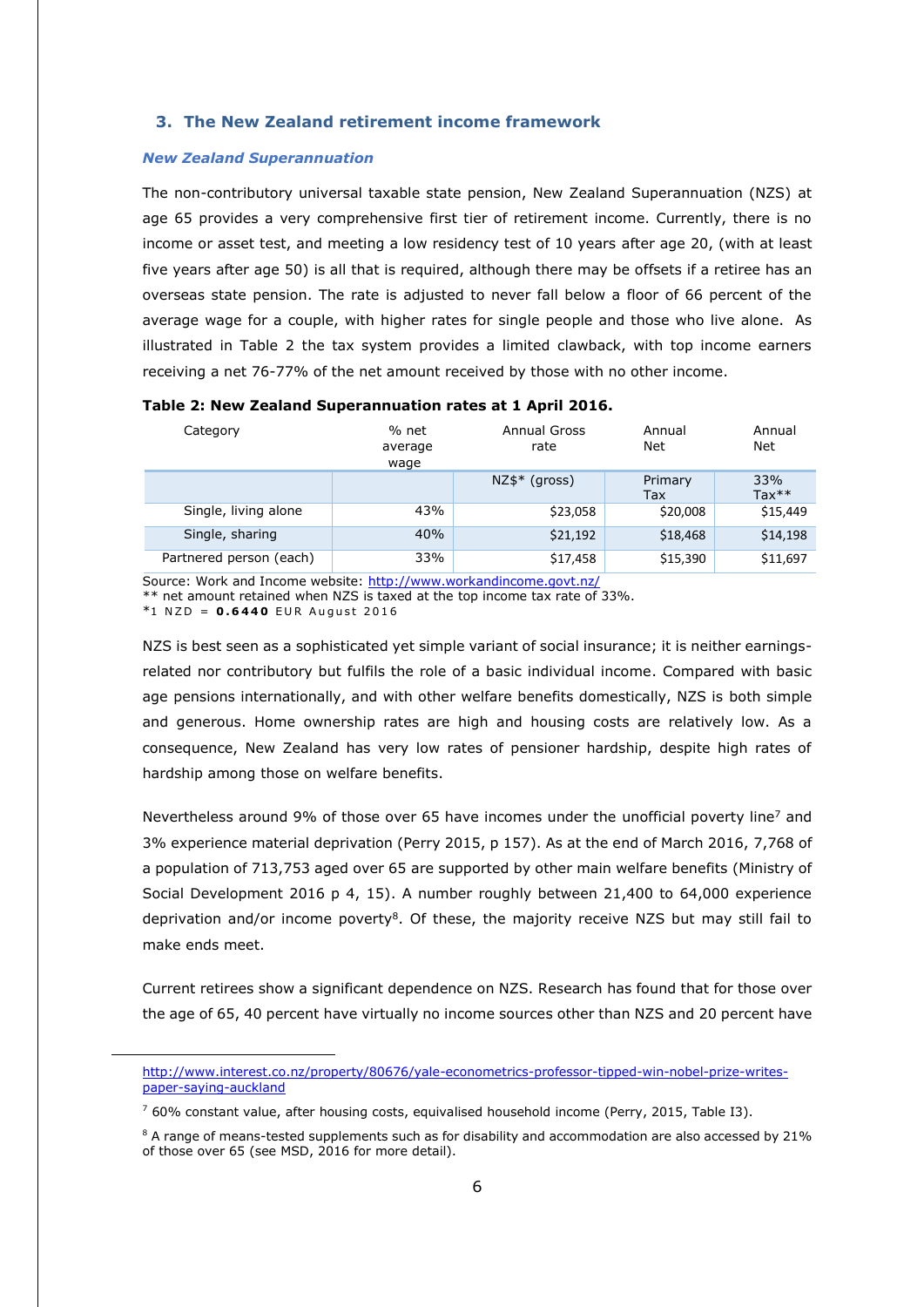## 3. The New Zealand retirement income framework

### *New Zealand Superannuation*

The non-contributory universal taxable state pension, New Zealand Superannuation (NZS) at age 65 provides a very comprehensive first tier of retirement income. Currently, there is no income or asset test, and meeting a low residency test of 10 years after age 20, (with at least five years after age 50) is all that is required, although there may be offsets if a retiree has an overseas state pension. The rate is adjusted to never fall below a floor of 66 percent of the average wage for a couple, with higher rates for single people and those who live alone. As illustrated in Table 2 the tax system provides a limited clawback, with top income earners receiving a net 76-77% of the net amount received by those with no other income.

**Table 2: New Zealand Superannuation rates at 1 April 2016.**

| Category | % net average wage | Annual Gross rate | Annual Net | Annual Net |
|---|---|---|---|---|
| | | NZ$* (gross) | Primary Tax | 33% Tax** |
| Single, living alone | 43% | $23,058 | $20,008 | $15,449 |
| Single, sharing | 40% | $21,192 | $18,468 | $14,198 |
| Partnered person (each) | 33% | $17,458 | $15,390 | $11,697 |

Source: Work and Income website: http://www.workandincome.govt.nz/
** net amount retained when NZS is taxed at the top income tax rate of 33%.
*1 NZD = **0.6440** EUR August 2016

NZS is best seen as a sophisticated yet simple variant of social insurance; it is neither earnings-related nor contributory but fulfils the role of a basic individual income. Compared with basic age pensions internationally, and with other welfare benefits domestically, NZS is both simple and generous. Home ownership rates are high and housing costs are relatively low. As a consequence, New Zealand has very low rates of pensioner hardship, despite high rates of hardship among those on welfare benefits.

Nevertheless around 9% of those over 65 have incomes under the unofficial poverty line[7] and 3% experience material deprivation (Perry 2015, p 157). As at the end of March 2016, 7,768 of a population of 713,753 aged over 65 are supported by other main welfare benefits (Ministry of Social Development 2016 p 4, 15). A number roughly between 21,400 to 64,000 experience deprivation and/or income poverty[8]. Of these, the majority receive NZS but may still fail to make ends meet.

Current retirees show a significant dependence on NZS. Research has found that for those over the age of 65, 40 percent have virtually no income sources other than NZS and 20 percent have

---

http://www.interest.co.nz/property/80676/yale-econometrics-professor-tipped-win-nobel-prize-writes-paper-saying-auckland

[7] 60% constant value, after housing costs, equivalised household income (Perry, 2015, Table I3).

[8] A range of means-tested supplements such as for disability and accommodation are also accessed by 21% of those over 65 (see MSD, 2016 for more detail).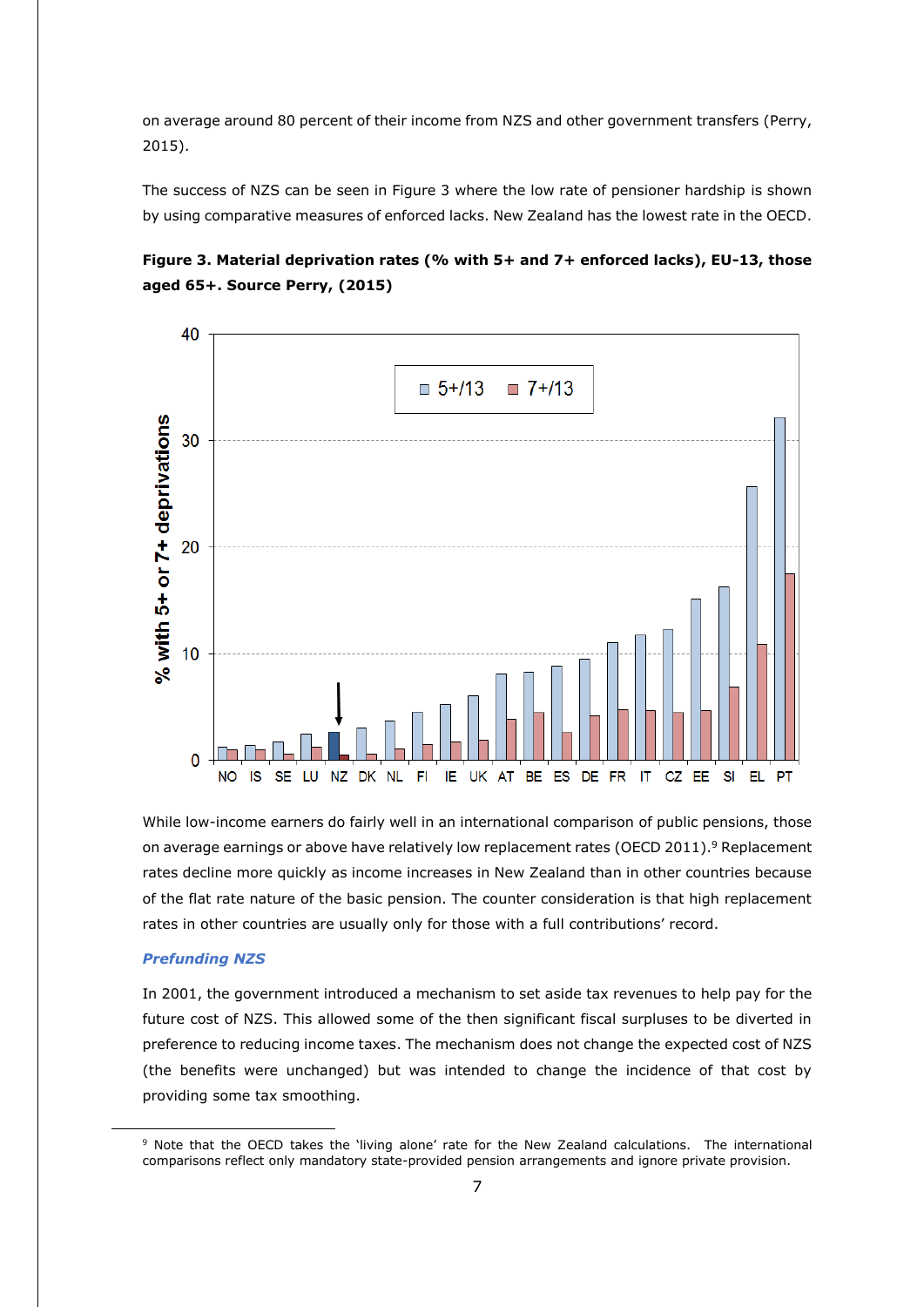on average around 80 percent of their income from NZS and other government transfers (Perry, 2015).

The success of NZS can be seen in Figure 3 where the low rate of pensioner hardship is shown by using comparative measures of enforced lacks. New Zealand has the lowest rate in the OECD.

**Figure 3. Material deprivation rates (% with 5+ and 7+ enforced lacks), EU-13, those aged 65+. Source Perry, (2015)**

While low-income earners do fairly well in an international comparison of public pensions, those on average earnings or above have relatively low replacement rates (OECD 2011).[9] Replacement rates decline more quickly as income increases in New Zealand than in other countries because of the flat rate nature of the basic pension. The counter consideration is that high replacement rates in other countries are usually only for those with a full contributions' record.

### *Prefunding NZS*

In 2001, the government introduced a mechanism to set aside tax revenues to help pay for the future cost of NZS. This allowed some of the then significant fiscal surpluses to be diverted in preference to reducing income taxes. The mechanism does not change the expected cost of NZS (the benefits were unchanged) but was intended to change the incidence of that cost by providing some tax smoothing.

[9] Note that the OECD takes the 'living alone' rate for the New Zealand calculations. The international comparisons reflect only mandatory state-provided pension arrangements and ignore private provision.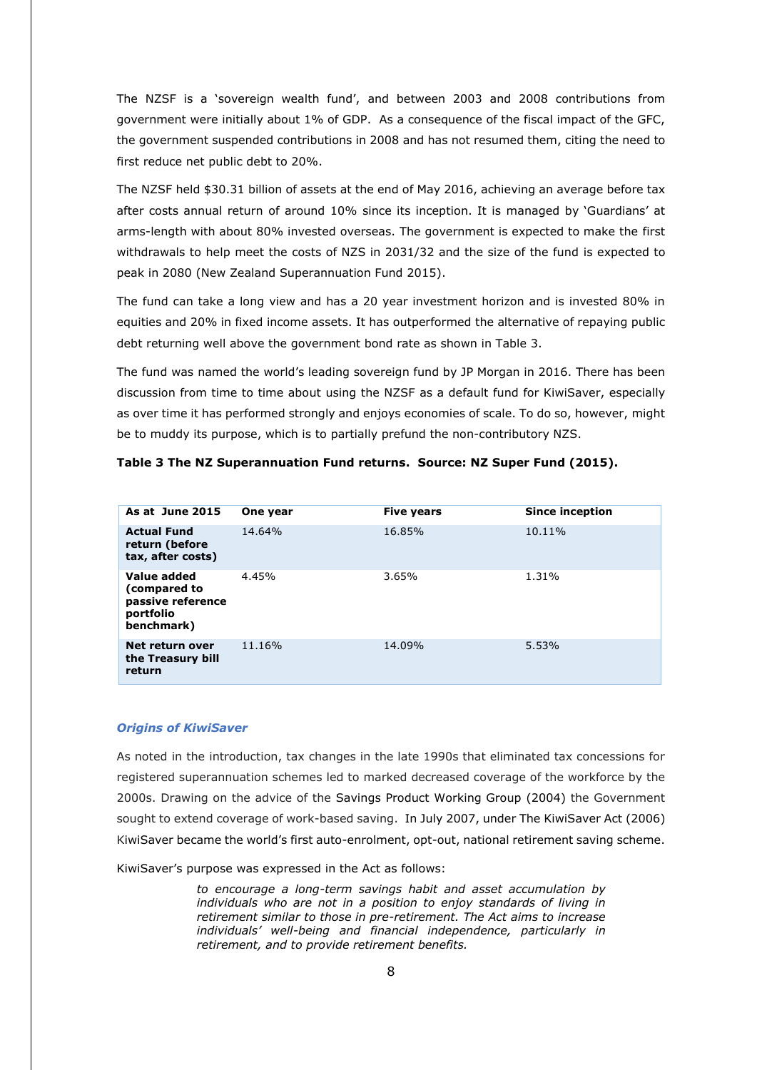The NZSF is a 'sovereign wealth fund', and between 2003 and 2008 contributions from government were initially about 1% of GDP. As a consequence of the fiscal impact of the GFC, the government suspended contributions in 2008 and has not resumed them, citing the need to first reduce net public debt to 20%.

The NZSF held $30.31 billion of assets at the end of May 2016, achieving an average before tax after costs annual return of around 10% since its inception. It is managed by 'Guardians' at arms-length with about 80% invested overseas. The government is expected to make the first withdrawals to help meet the costs of NZS in 2031/32 and the size of the fund is expected to peak in 2080 (New Zealand Superannuation Fund 2015).

The fund can take a long view and has a 20 year investment horizon and is invested 80% in equities and 20% in fixed income assets. It has outperformed the alternative of repaying public debt returning well above the government bond rate as shown in Table 3.

The fund was named the world's leading sovereign fund by JP Morgan in 2016. There has been discussion from time to time about using the NZSF as a default fund for KiwiSaver, especially as over time it has performed strongly and enjoys economies of scale. To do so, however, might be to muddy its purpose, which is to partially prefund the non-contributory NZS.

**Table 3 The NZ Superannuation Fund returns. Source: NZ Super Fund (2015).**

| As at June 2015 | One year | Five years | Since inception |
|---|---|---|---|
| **Actual Fund return (before tax, after costs)** | 14.64% | 16.85% | 10.11% |
| **Value added (compared to passive reference portfolio benchmark)** | 4.45% | 3.65% | 1.31% |
| **Net return over the Treasury bill return** | 11.16% | 14.09% | 5.53% |

### *Origins of KiwiSaver*

As noted in the introduction, tax changes in the late 1990s that eliminated tax concessions for registered superannuation schemes led to marked decreased coverage of the workforce by the 2000s. Drawing on the advice of the Savings Product Working Group (2004) the Government sought to extend coverage of work-based saving. In July 2007, under The KiwiSaver Act (2006) KiwiSaver became the world's first auto-enrolment, opt-out, national retirement saving scheme.

KiwiSaver's purpose was expressed in the Act as follows:

> *to encourage a long-term savings habit and asset accumulation by individuals who are not in a position to enjoy standards of living in retirement similar to those in pre-retirement. The Act aims to increase individuals' well-being and financial independence, particularly in retirement, and to provide retirement benefits.*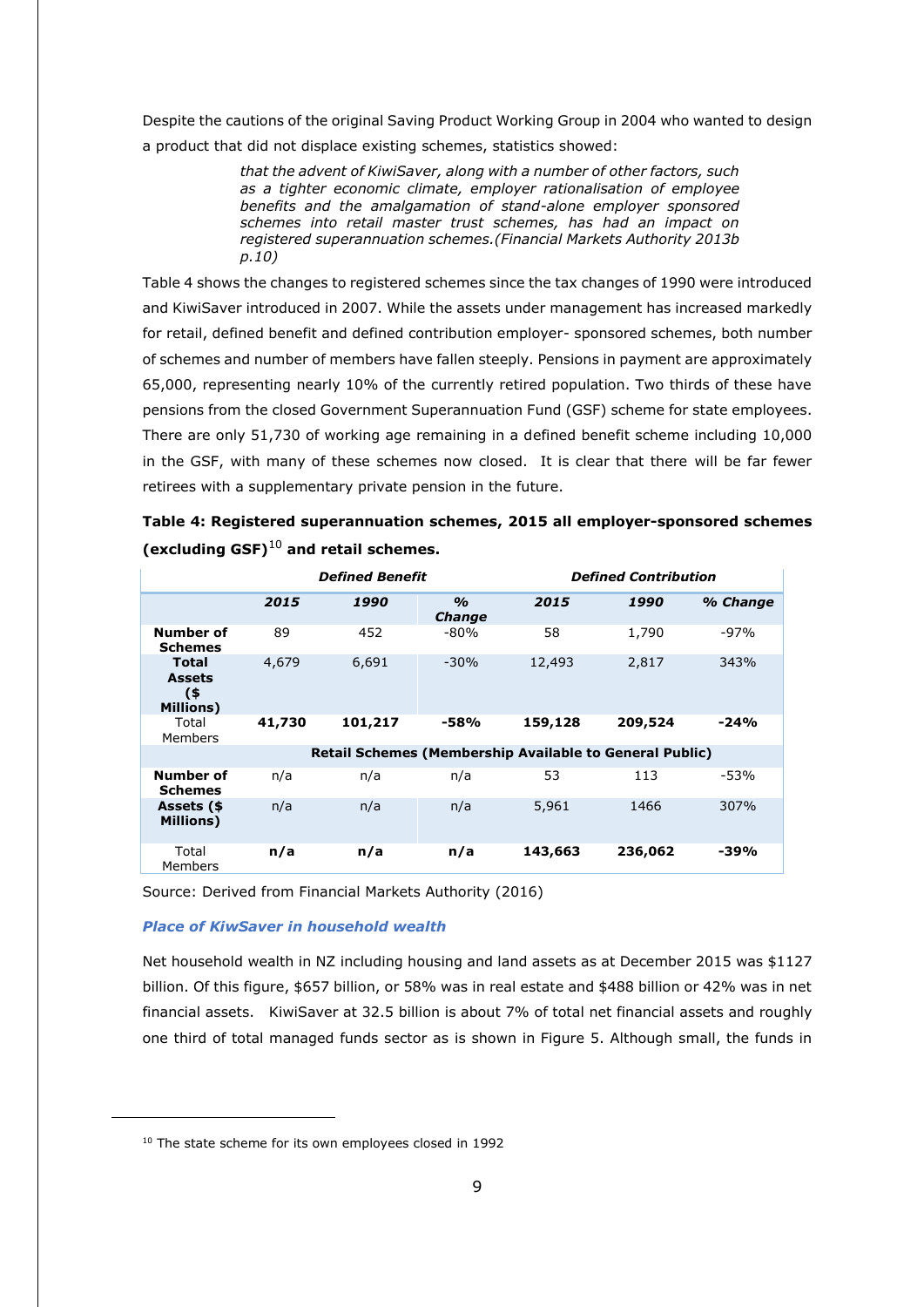Despite the cautions of the original Saving Product Working Group in 2004 who wanted to design a product that did not displace existing schemes, statistics showed:

> *that the advent of KiwiSaver, along with a number of other factors, such as a tighter economic climate, employer rationalisation of employee benefits and the amalgamation of stand-alone employer sponsored schemes into retail master trust schemes, has had an impact on registered superannuation schemes.(Financial Markets Authority 2013b p.10)*

Table 4 shows the changes to registered schemes since the tax changes of 1990 were introduced and KiwiSaver introduced in 2007. While the assets under management has increased markedly for retail, defined benefit and defined contribution employer- sponsored schemes, both number of schemes and number of members have fallen steeply. Pensions in payment are approximately 65,000, representing nearly 10% of the currently retired population. Two thirds of these have pensions from the closed Government Superannuation Fund (GSF) scheme for state employees. There are only 51,730 of working age remaining in a defined benefit scheme including 10,000 in the GSF, with many of these schemes now closed. It is clear that there will be far fewer retirees with a supplementary private pension in the future.

**Table 4: Registered superannuation schemes, 2015 all employer-sponsored schemes (excluding GSF)[10] and retail schemes.**

| | ***Defined Benefit*** | | | ***Defined Contribution*** | | |
|---|---|---|---|---|---|---|
| | ***2015*** | ***1990*** | ***% Change*** | ***2015*** | ***1990*** | ***% Change*** |
| **Number of Schemes** | 89 | 452 | -80% | 58 | 1,790 | -97% |
| **Total Assets ($ Millions)** | 4,679 | 6,691 | -30% | 12,493 | 2,817 | 343% |
| Total Members | **41,730** | **101,217** | **-58%** | **159,128** | **209,524** | **-24%** |
| | **Retail Schemes (Membership Available to General Public)** | | | | | |
| **Number of Schemes** | n/a | n/a | n/a | 53 | 113 | -53% |
| **Assets ($ Millions)** | n/a | n/a | n/a | 5,961 | 1466 | 307% |
| Total Members | **n/a** | **n/a** | **n/a** | **143,663** | **236,062** | **-39%** |

Source: Derived from Financial Markets Authority (2016)

### *Place of KiwSaver in household wealth*

Net household wealth in NZ including housing and land assets as at December 2015 was $1127 billion. Of this figure, $657 billion, or 58% was in real estate and $488 billion or 42% was in net financial assets. KiwiSaver at 32.5 billion is about 7% of total net financial assets and roughly one third of total managed funds sector as is shown in Figure 5. Although small, the funds in

[10] The state scheme for its own employees closed in 1992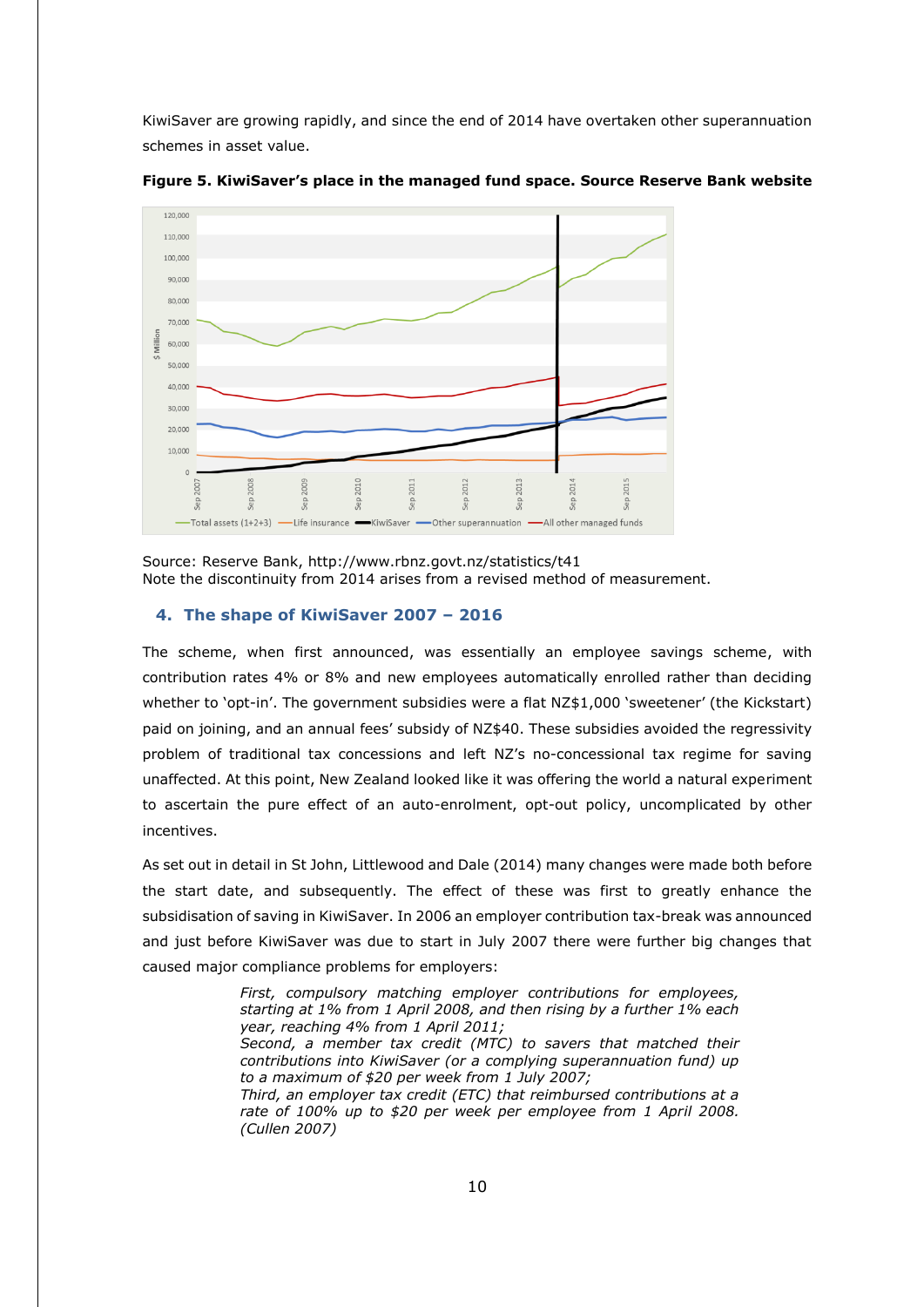KiwiSaver are growing rapidly, and since the end of 2014 have overtaken other superannuation schemes in asset value.

**Figure 5. KiwiSaver's place in the managed fund space. Source Reserve Bank website**

Source: Reserve Bank, http://www.rbnz.govt.nz/statistics/t41
Note the discontinuity from 2014 arises from a revised method of measurement.

## 4. The shape of KiwiSaver 2007 – 2016

The scheme, when first announced, was essentially an employee savings scheme, with contribution rates 4% or 8% and new employees automatically enrolled rather than deciding whether to 'opt-in'. The government subsidies were a flat NZ$1,000 'sweetener' (the Kickstart) paid on joining, and an annual fees' subsidy of NZ$40. These subsidies avoided the regressivity problem of traditional tax concessions and left NZ's no-concessional tax regime for saving unaffected. At this point, New Zealand looked like it was offering the world a natural experiment to ascertain the pure effect of an auto-enrolment, opt-out policy, uncomplicated by other incentives.

As set out in detail in St John, Littlewood and Dale (2014) many changes were made both before the start date, and subsequently. The effect of these was first to greatly enhance the subsidisation of saving in KiwiSaver. In 2006 an employer contribution tax-break was announced and just before KiwiSaver was due to start in July 2007 there were further big changes that caused major compliance problems for employers:

> *First, compulsory matching employer contributions for employees, starting at 1% from 1 April 2008, and then rising by a further 1% each year, reaching 4% from 1 April 2011;*
> *Second, a member tax credit (MTC) to savers that matched their contributions into KiwiSaver (or a complying superannuation fund) up to a maximum of $20 per week from 1 July 2007;*
> *Third, an employer tax credit (ETC) that reimbursed contributions at a rate of 100% up to $20 per week per employee from 1 April 2008. (Cullen 2007)*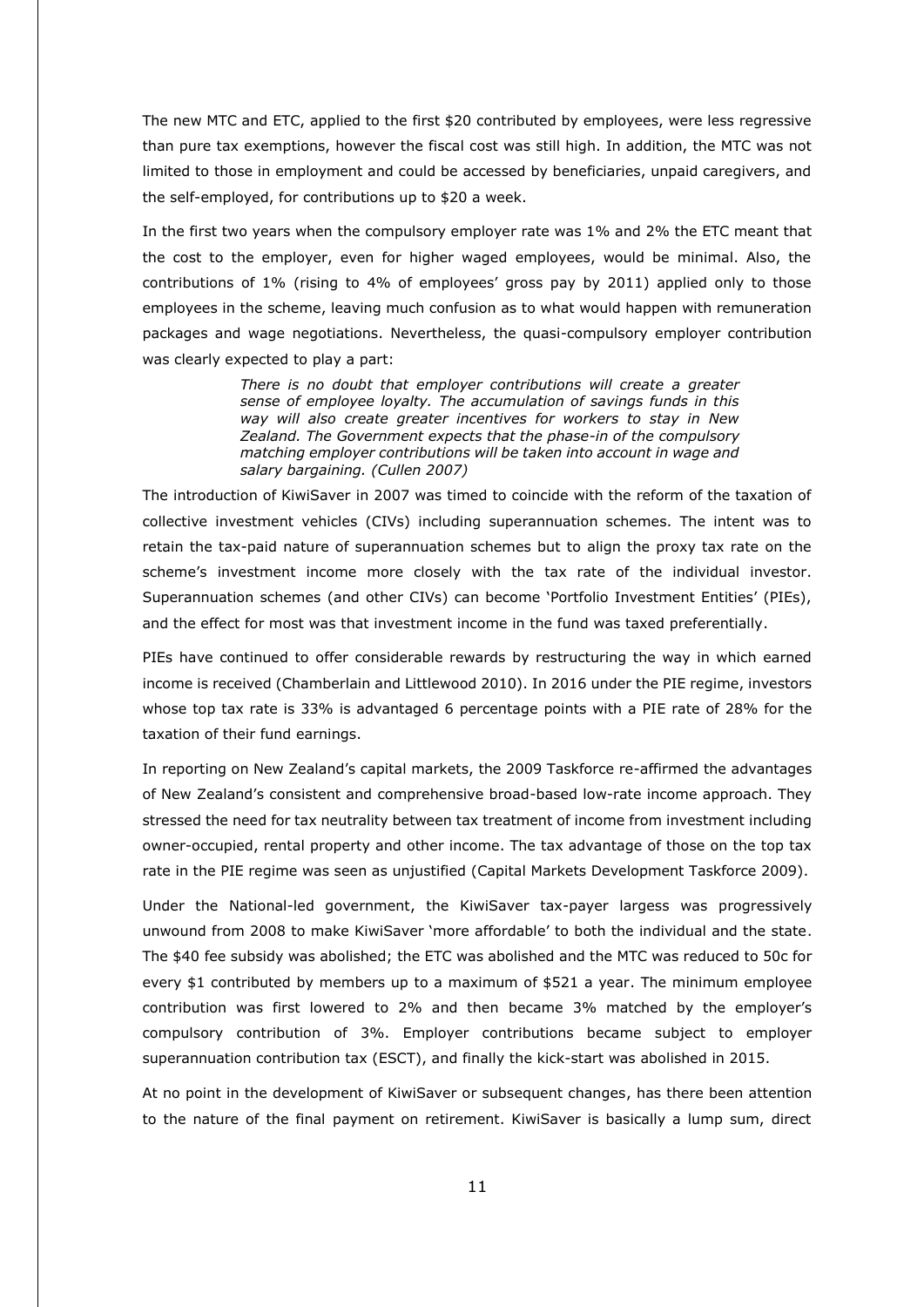The new MTC and ETC, applied to the first $20 contributed by employees, were less regressive than pure tax exemptions, however the fiscal cost was still high. In addition, the MTC was not limited to those in employment and could be accessed by beneficiaries, unpaid caregivers, and the self-employed, for contributions up to $20 a week.

In the first two years when the compulsory employer rate was 1% and 2% the ETC meant that the cost to the employer, even for higher waged employees, would be minimal. Also, the contributions of 1% (rising to 4% of employees' gross pay by 2011) applied only to those employees in the scheme, leaving much confusion as to what would happen with remuneration packages and wage negotiations. Nevertheless, the quasi-compulsory employer contribution was clearly expected to play a part:

> *There is no doubt that employer contributions will create a greater sense of employee loyalty. The accumulation of savings funds in this way will also create greater incentives for workers to stay in New Zealand. The Government expects that the phase-in of the compulsory matching employer contributions will be taken into account in wage and salary bargaining. (Cullen 2007)*

The introduction of KiwiSaver in 2007 was timed to coincide with the reform of the taxation of collective investment vehicles (CIVs) including superannuation schemes. The intent was to retain the tax-paid nature of superannuation schemes but to align the proxy tax rate on the scheme's investment income more closely with the tax rate of the individual investor. Superannuation schemes (and other CIVs) can become 'Portfolio Investment Entities' (PIEs), and the effect for most was that investment income in the fund was taxed preferentially.

PIEs have continued to offer considerable rewards by restructuring the way in which earned income is received (Chamberlain and Littlewood 2010). In 2016 under the PIE regime, investors whose top tax rate is 33% is advantaged 6 percentage points with a PIE rate of 28% for the taxation of their fund earnings.

In reporting on New Zealand's capital markets, the 2009 Taskforce re-affirmed the advantages of New Zealand's consistent and comprehensive broad-based low-rate income approach. They stressed the need for tax neutrality between tax treatment of income from investment including owner-occupied, rental property and other income. The tax advantage of those on the top tax rate in the PIE regime was seen as unjustified (Capital Markets Development Taskforce 2009).

Under the National-led government, the KiwiSaver tax-payer largess was progressively unwound from 2008 to make KiwiSaver 'more affordable' to both the individual and the state. The $40 fee subsidy was abolished; the ETC was abolished and the MTC was reduced to 50c for every $1 contributed by members up to a maximum of $521 a year. The minimum employee contribution was first lowered to 2% and then became 3% matched by the employer's compulsory contribution of 3%. Employer contributions became subject to employer superannuation contribution tax (ESCT), and finally the kick-start was abolished in 2015.

At no point in the development of KiwiSaver or subsequent changes, has there been attention to the nature of the final payment on retirement. KiwiSaver is basically a lump sum, direct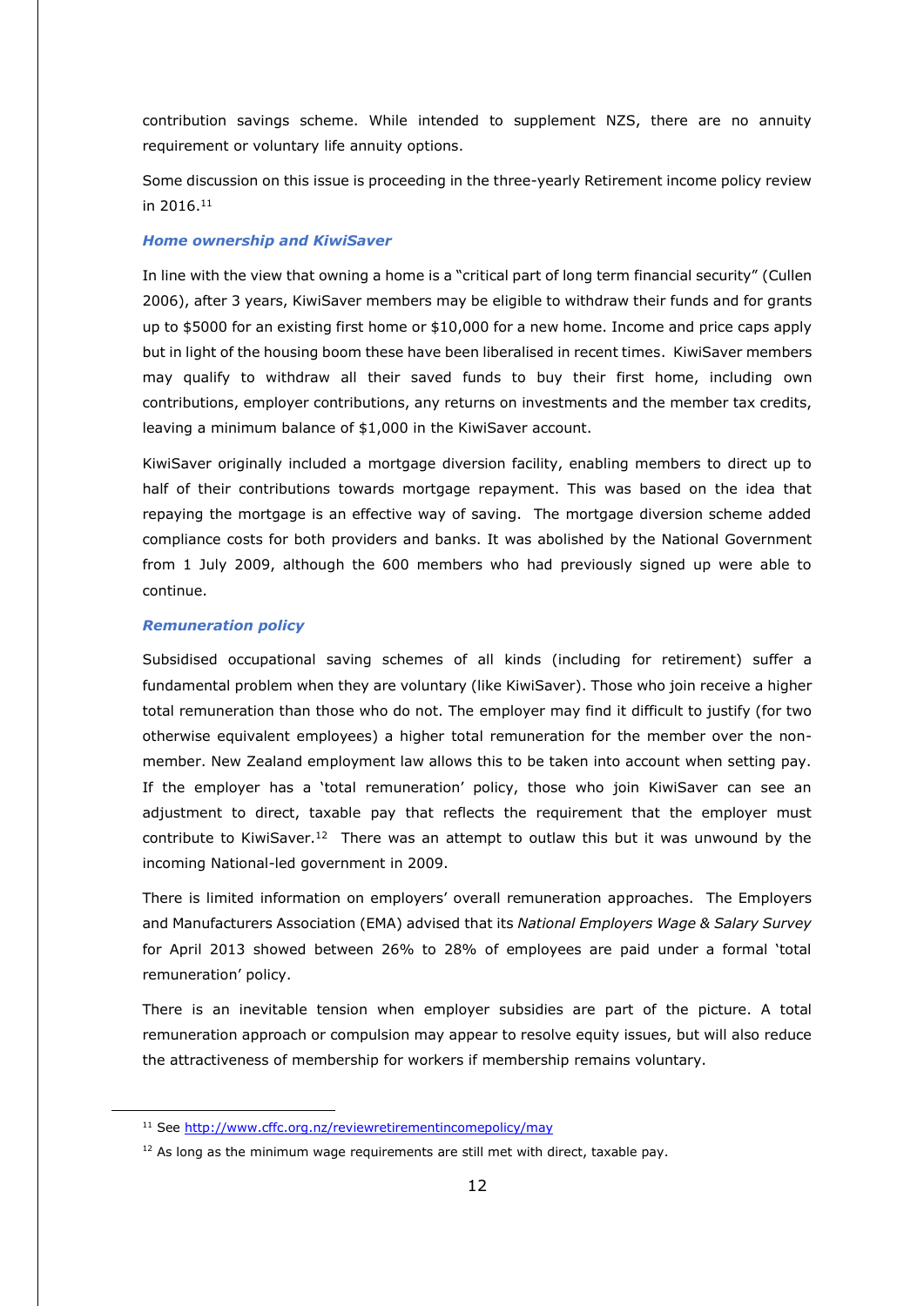contribution savings scheme. While intended to supplement NZS, there are no annuity requirement or voluntary life annuity options.

Some discussion on this issue is proceeding in the three-yearly Retirement income policy review in 2016.[11]

### *Home ownership and KiwiSaver*

In line with the view that owning a home is a "critical part of long term financial security" (Cullen 2006), after 3 years, KiwiSaver members may be eligible to withdraw their funds and for grants up to $5000 for an existing first home or $10,000 for a new home. Income and price caps apply but in light of the housing boom these have been liberalised in recent times. KiwiSaver members may qualify to withdraw all their saved funds to buy their first home, including own contributions, employer contributions, any returns on investments and the member tax credits, leaving a minimum balance of $1,000 in the KiwiSaver account.

KiwiSaver originally included a mortgage diversion facility, enabling members to direct up to half of their contributions towards mortgage repayment. This was based on the idea that repaying the mortgage is an effective way of saving. The mortgage diversion scheme added compliance costs for both providers and banks. It was abolished by the National Government from 1 July 2009, although the 600 members who had previously signed up were able to continue.

### *Remuneration policy*

Subsidised occupational saving schemes of all kinds (including for retirement) suffer a fundamental problem when they are voluntary (like KiwiSaver). Those who join receive a higher total remuneration than those who do not. The employer may find it difficult to justify (for two otherwise equivalent employees) a higher total remuneration for the member over the non-member. New Zealand employment law allows this to be taken into account when setting pay. If the employer has a 'total remuneration' policy, those who join KiwiSaver can see an adjustment to direct, taxable pay that reflects the requirement that the employer must contribute to KiwiSaver.[12] There was an attempt to outlaw this but it was unwound by the incoming National-led government in 2009.

There is limited information on employers' overall remuneration approaches. The Employers and Manufacturers Association (EMA) advised that its *National Employers Wage & Salary Survey* for April 2013 showed between 26% to 28% of employees are paid under a formal 'total remuneration' policy.

There is an inevitable tension when employer subsidies are part of the picture. A total remuneration approach or compulsion may appear to resolve equity issues, but will also reduce the attractiveness of membership for workers if membership remains voluntary.

---

[11] See http://www.cffc.org.nz/reviewretirementincomepolicy/may

[12] As long as the minimum wage requirements are still met with direct, taxable pay.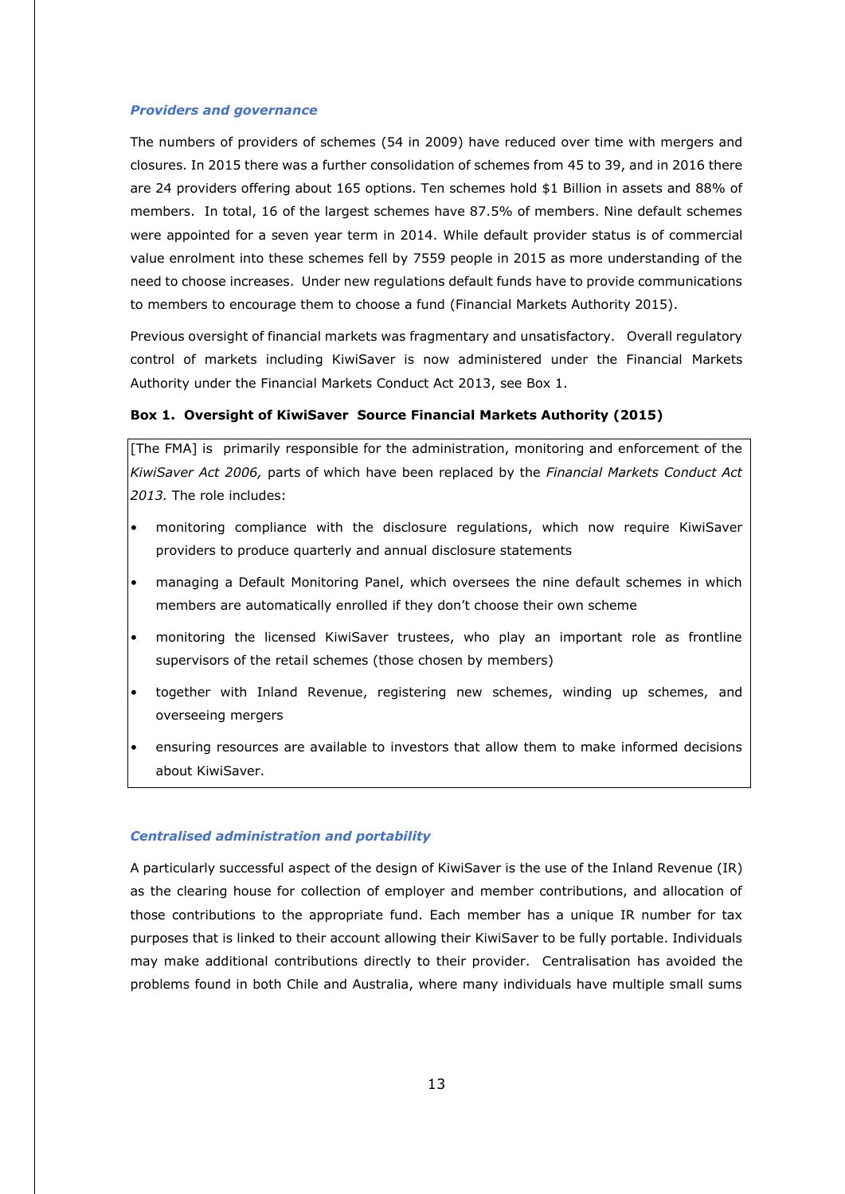### *Providers and governance*

The numbers of providers of schemes (54 in 2009) have reduced over time with mergers and closures. In 2015 there was a further consolidation of schemes from 45 to 39, and in 2016 there are 24 providers offering about 165 options. Ten schemes hold $1 Billion in assets and 88% of members. In total, 16 of the largest schemes have 87.5% of members. Nine default schemes were appointed for a seven year term in 2014. While default provider status is of commercial value enrolment into these schemes fell by 7559 people in 2015 as more understanding of the need to choose increases. Under new regulations default funds have to provide communications to members to encourage them to choose a fund (Financial Markets Authority 2015).

Previous oversight of financial markets was fragmentary and unsatisfactory. Overall regulatory control of markets including KiwiSaver is now administered under the Financial Markets Authority under the Financial Markets Conduct Act 2013, see Box 1.

**Box 1. Oversight of KiwiSaver Source Financial Markets Authority (2015)**

> [The FMA] is primarily responsible for the administration, monitoring and enforcement of the *KiwiSaver Act 2006,* parts of which have been replaced by the *Financial Markets Conduct Act 2013.* The role includes:
>
> - monitoring compliance with the disclosure regulations, which now require KiwiSaver providers to produce quarterly and annual disclosure statements
> - managing a Default Monitoring Panel, which oversees the nine default schemes in which members are automatically enrolled if they don't choose their own scheme
> - monitoring the licensed KiwiSaver trustees, who play an important role as frontline supervisors of the retail schemes (those chosen by members)
> - together with Inland Revenue, registering new schemes, winding up schemes, and overseeing mergers
> - ensuring resources are available to investors that allow them to make informed decisions about KiwiSaver.

### *Centralised administration and portability*

A particularly successful aspect of the design of KiwiSaver is the use of the Inland Revenue (IR) as the clearing house for collection of employer and member contributions, and allocation of those contributions to the appropriate fund. Each member has a unique IR number for tax purposes that is linked to their account allowing their KiwiSaver to be fully portable. Individuals may make additional contributions directly to their provider. Centralisation has avoided the problems found in both Chile and Australia, where many individuals have multiple small sums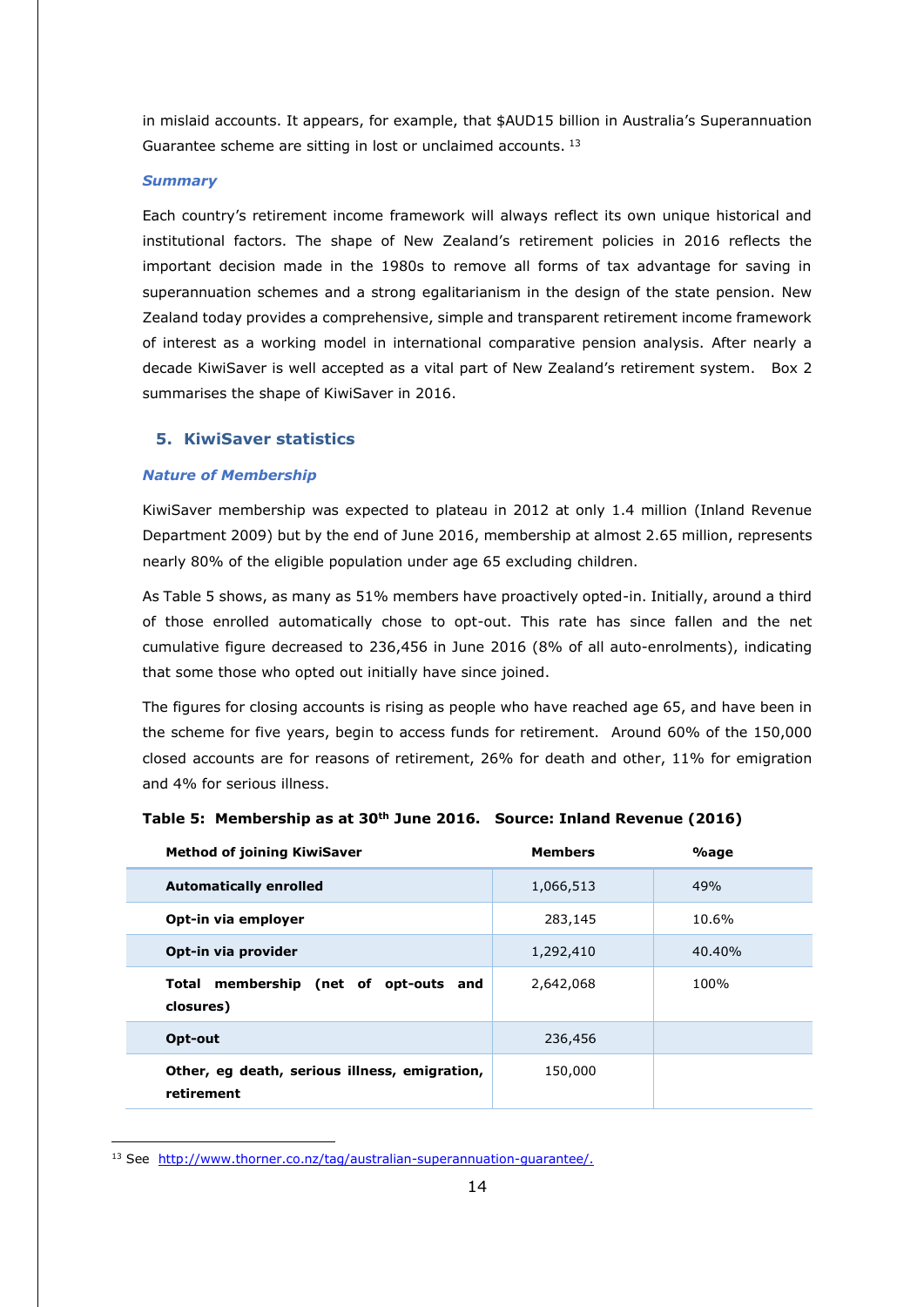in mislaid accounts. It appears, for example, that $AUD15 billion in Australia's Superannuation Guarantee scheme are sitting in lost or unclaimed accounts. [13]

### *Summary*

Each country's retirement income framework will always reflect its own unique historical and institutional factors. The shape of New Zealand's retirement policies in 2016 reflects the important decision made in the 1980s to remove all forms of tax advantage for saving in superannuation schemes and a strong egalitarianism in the design of the state pension. New Zealand today provides a comprehensive, simple and transparent retirement income framework of interest as a working model in international comparative pension analysis. After nearly a decade KiwiSaver is well accepted as a vital part of New Zealand's retirement system. Box 2 summarises the shape of KiwiSaver in 2016.

## 5. KiwiSaver statistics

### *Nature of Membership*

KiwiSaver membership was expected to plateau in 2012 at only 1.4 million (Inland Revenue Department 2009) but by the end of June 2016, membership at almost 2.65 million, represents nearly 80% of the eligible population under age 65 excluding children.

As Table 5 shows, as many as 51% members have proactively opted-in. Initially, around a third of those enrolled automatically chose to opt-out. This rate has since fallen and the net cumulative figure decreased to 236,456 in June 2016 (8% of all auto-enrolments), indicating that some those who opted out initially have since joined.

The figures for closing accounts is rising as people who have reached age 65, and have been in the scheme for five years, begin to access funds for retirement. Around 60% of the 150,000 closed accounts are for reasons of retirement, 26% for death and other, 11% for emigration and 4% for serious illness.

**Table 5: Membership as at 30th June 2016. Source: Inland Revenue (2016)**

| Method of joining KiwiSaver | Members | %age |
|---|---|---|
| **Automatically enrolled** | 1,066,513 | 49% |
| **Opt-in via employer** | 283,145 | 10.6% |
| **Opt-in via provider** | 1,292,410 | 40.40% |
| **Total membership (net of opt-outs and closures)** | 2,642,068 | 100% |
| **Opt-out** | 236,456 | |
| **Other, eg death, serious illness, emigration, retirement** | 150,000 | |

[13] See http://www.thorner.co.nz/tag/australian-superannuation-guarantee/.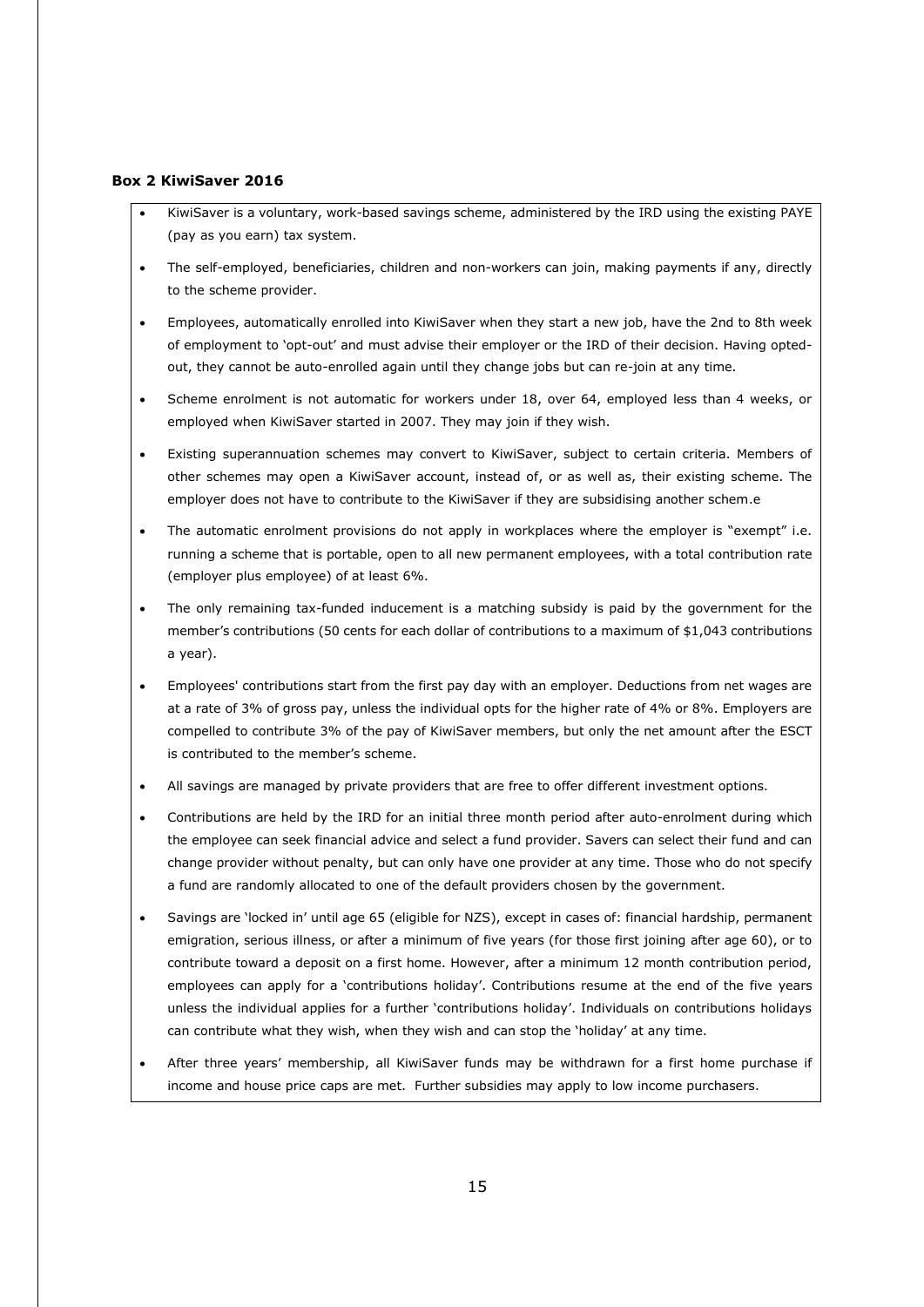**Box 2 KiwiSaver 2016**

- KiwiSaver is a voluntary, work-based savings scheme, administered by the IRD using the existing PAYE (pay as you earn) tax system.
- The self-employed, beneficiaries, children and non-workers can join, making payments if any, directly to the scheme provider.
- Employees, automatically enrolled into KiwiSaver when they start a new job, have the 2nd to 8th week of employment to 'opt-out' and must advise their employer or the IRD of their decision. Having opted-out, they cannot be auto-enrolled again until they change jobs but can re-join at any time.
- Scheme enrolment is not automatic for workers under 18, over 64, employed less than 4 weeks, or employed when KiwiSaver started in 2007. They may join if they wish.
- Existing superannuation schemes may convert to KiwiSaver, subject to certain criteria. Members of other schemes may open a KiwiSaver account, instead of, or as well as, their existing scheme. The employer does not have to contribute to the KiwiSaver if they are subsidising another schem.e
- The automatic enrolment provisions do not apply in workplaces where the employer is "exempt" i.e. running a scheme that is portable, open to all new permanent employees, with a total contribution rate (employer plus employee) of at least 6%.
- The only remaining tax-funded inducement is a matching subsidy is paid by the government for the member's contributions (50 cents for each dollar of contributions to a maximum of $1,043 contributions a year).
- Employees' contributions start from the first pay day with an employer. Deductions from net wages are at a rate of 3% of gross pay, unless the individual opts for the higher rate of 4% or 8%. Employers are compelled to contribute 3% of the pay of KiwiSaver members, but only the net amount after the ESCT is contributed to the member's scheme.
- All savings are managed by private providers that are free to offer different investment options.
- Contributions are held by the IRD for an initial three month period after auto-enrolment during which the employee can seek financial advice and select a fund provider. Savers can select their fund and can change provider without penalty, but can only have one provider at any time. Those who do not specify a fund are randomly allocated to one of the default providers chosen by the government.
- Savings are 'locked in' until age 65 (eligible for NZS), except in cases of: financial hardship, permanent emigration, serious illness, or after a minimum of five years (for those first joining after age 60), or to contribute toward a deposit on a first home. However, after a minimum 12 month contribution period, employees can apply for a 'contributions holiday'. Contributions resume at the end of the five years unless the individual applies for a further 'contributions holiday'. Individuals on contributions holidays can contribute what they wish, when they wish and can stop the 'holiday' at any time.
- After three years' membership, all KiwiSaver funds may be withdrawn for a first home purchase if income and house price caps are met. Further subsidies may apply to low income purchasers.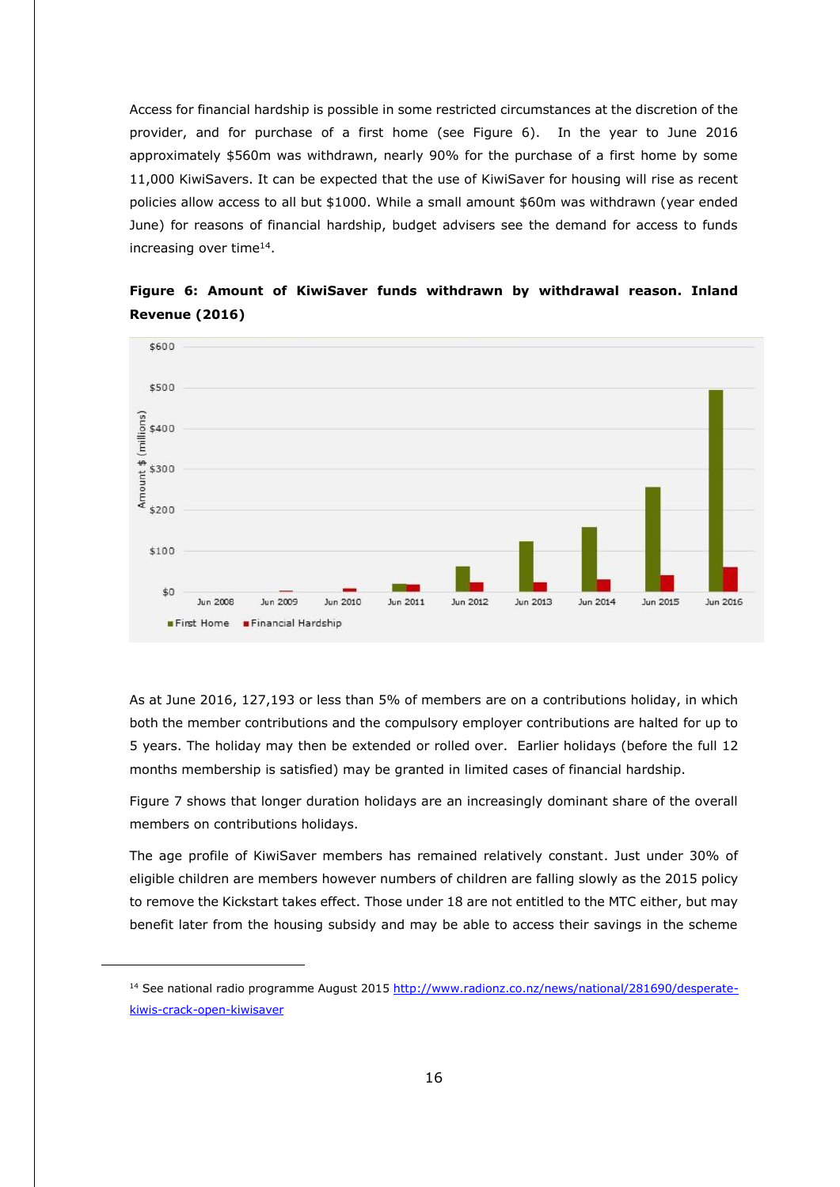Access for financial hardship is possible in some restricted circumstances at the discretion of the provider, and for purchase of a first home (see Figure 6). In the year to June 2016 approximately $560m was withdrawn, nearly 90% for the purchase of a first home by some 11,000 KiwiSavers. It can be expected that the use of KiwiSaver for housing will rise as recent policies allow access to all but $1000. While a small amount $60m was withdrawn (year ended June) for reasons of financial hardship, budget advisers see the demand for access to funds increasing over time[14].

**Figure 6: Amount of KiwiSaver funds withdrawn by withdrawal reason. Inland Revenue (2016)**

As at June 2016, 127,193 or less than 5% of members are on a contributions holiday, in which both the member contributions and the compulsory employer contributions are halted for up to 5 years. The holiday may then be extended or rolled over. Earlier holidays (before the full 12 months membership is satisfied) may be granted in limited cases of financial hardship.

Figure 7 shows that longer duration holidays are an increasingly dominant share of the overall members on contributions holidays.

The age profile of KiwiSaver members has remained relatively constant. Just under 30% of eligible children are members however numbers of children are falling slowly as the 2015 policy to remove the Kickstart takes effect. Those under 18 are not entitled to the MTC either, but may benefit later from the housing subsidy and may be able to access their savings in the scheme

[14] See national radio programme August 2015 http://www.radionz.co.nz/news/national/281690/desperate-kiwis-crack-open-kiwisaver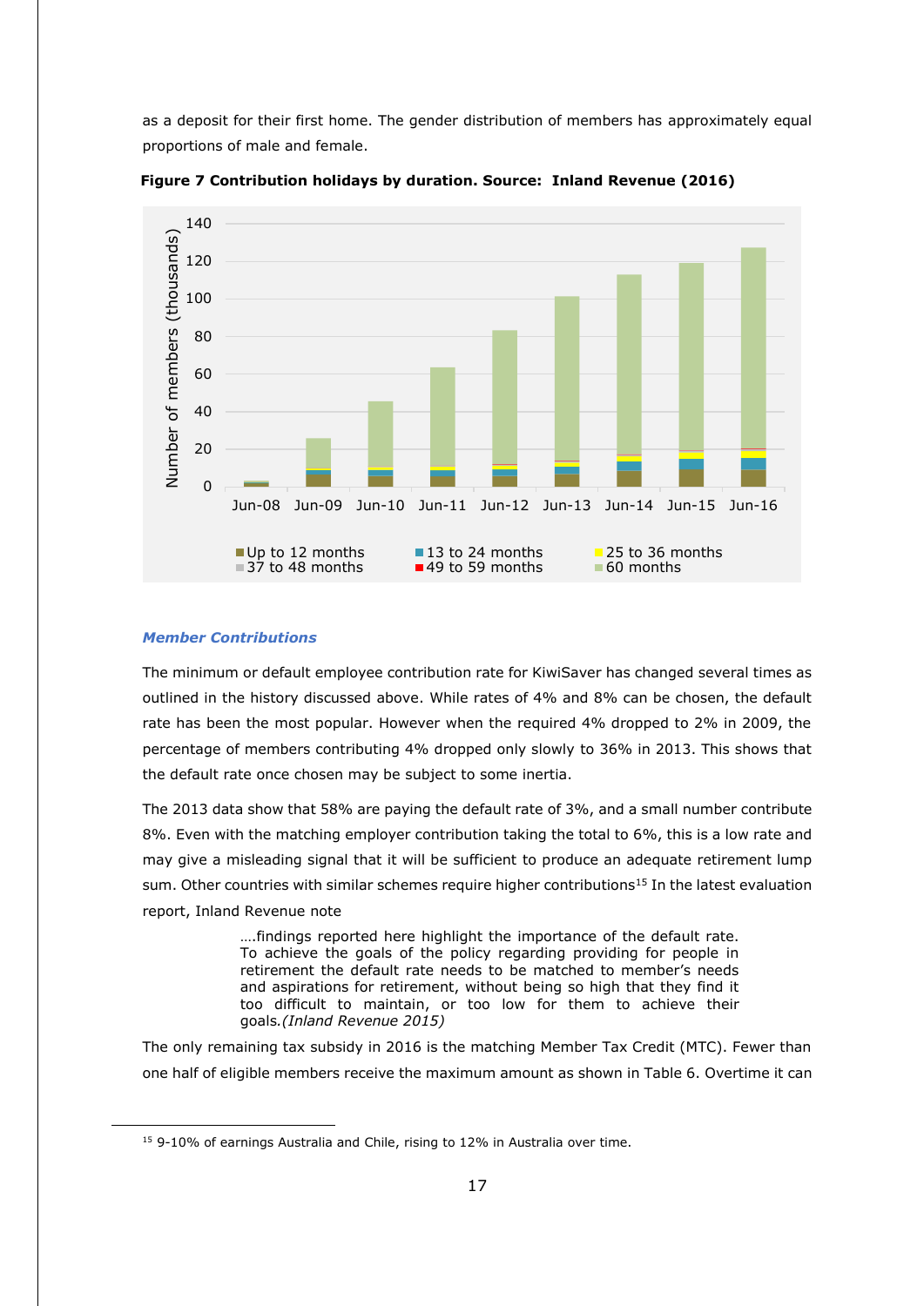as a deposit for their first home. The gender distribution of members has approximately equal proportions of male and female.

**Figure 7 Contribution holidays by duration. Source: Inland Revenue (2016)**

### Member Contributions

The minimum or default employee contribution rate for KiwiSaver has changed several times as outlined in the history discussed above. While rates of 4% and 8% can be chosen, the default rate has been the most popular. However when the required 4% dropped to 2% in 2009, the percentage of members contributing 4% dropped only slowly to 36% in 2013. This shows that the default rate once chosen may be subject to some inertia.

The 2013 data show that 58% are paying the default rate of 3%, and a small number contribute 8%. Even with the matching employer contribution taking the total to 6%, this is a low rate and may give a misleading signal that it will be sufficient to produce an adequate retirement lump sum. Other countries with similar schemes require higher contributions[15] In the latest evaluation report, Inland Revenue note

> ….findings reported here highlight the importance of the default rate. To achieve the goals of the policy regarding providing for people in retirement the default rate needs to be matched to member's needs and aspirations for retirement, without being so high that they find it too difficult to maintain, or too low for them to achieve their goals.*(Inland Revenue 2015)*

The only remaining tax subsidy in 2016 is the matching Member Tax Credit (MTC). Fewer than one half of eligible members receive the maximum amount as shown in Table 6. Overtime it can

[15] 9-10% of earnings Australia and Chile, rising to 12% in Australia over time.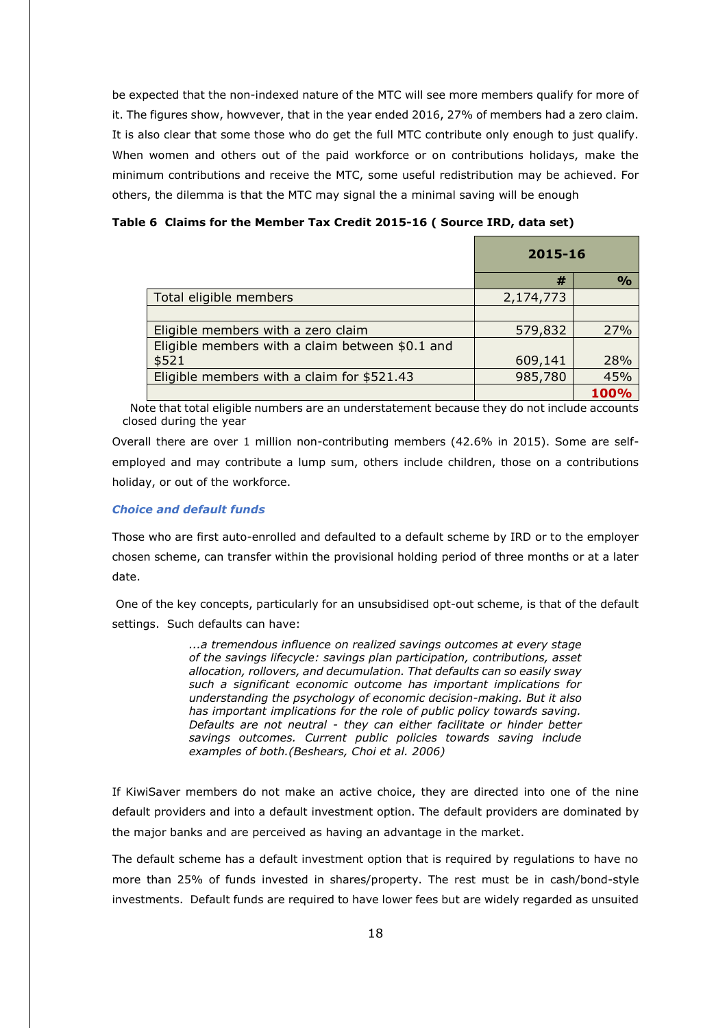be expected that the non-indexed nature of the MTC will see more members qualify for more of it. The figures show, howvever, that in the year ended 2016, 27% of members had a zero claim. It is also clear that some those who do get the full MTC contribute only enough to just qualify. When women and others out of the paid workforce or on contributions holidays, make the minimum contributions and receive the MTC, some useful redistribution may be achieved. For others, the dilemma is that the MTC may signal the a minimal saving will be enough

**Table 6 Claims for the Member Tax Credit 2015-16 ( Source IRD, data set)**

| | 2015-16 | |
|---|---|---|
| | # | % |
| Total eligible members | 2,174,773 | |
| | | |
| Eligible members with a zero claim | 579,832 | 27% |
| Eligible members with a claim between $0.1 and $521 | 609,141 | 28% |
| Eligible members with a claim for $521.43 | 985,780 | 45% |
| | | **100%** |

Note that total eligible numbers are an understatement because they do not include accounts closed during the year

Overall there are over 1 million non-contributing members (42.6% in 2015). Some are self-employed and may contribute a lump sum, others include children, those on a contributions holiday, or out of the workforce.

### *Choice and default funds*

Those who are first auto-enrolled and defaulted to a default scheme by IRD or to the employer chosen scheme, can transfer within the provisional holding period of three months or at a later date.

One of the key concepts, particularly for an unsubsidised opt-out scheme, is that of the default settings. Such defaults can have:

> *...a tremendous influence on realized savings outcomes at every stage of the savings lifecycle: savings plan participation, contributions, asset allocation, rollovers, and decumulation. That defaults can so easily sway such a significant economic outcome has important implications for understanding the psychology of economic decision-making. But it also has important implications for the role of public policy towards saving. Defaults are not neutral - they can either facilitate or hinder better savings outcomes. Current public policies towards saving include examples of both.(Beshears, Choi et al. 2006)*

If KiwiSaver members do not make an active choice, they are directed into one of the nine default providers and into a default investment option. The default providers are dominated by the major banks and are perceived as having an advantage in the market.

The default scheme has a default investment option that is required by regulations to have no more than 25% of funds invested in shares/property. The rest must be in cash/bond-style investments. Default funds are required to have lower fees but are widely regarded as unsuited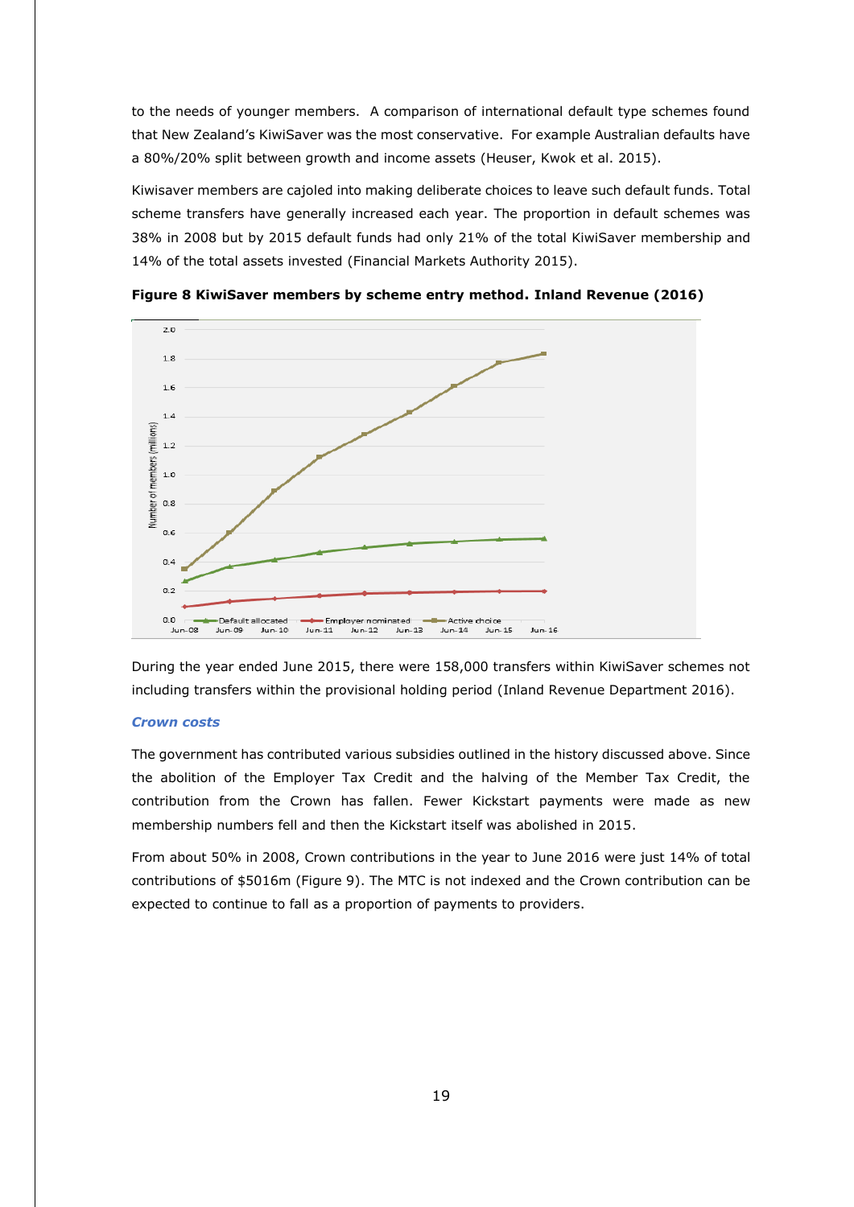to the needs of younger members. A comparison of international default type schemes found that New Zealand's KiwiSaver was the most conservative. For example Australian defaults have a 80%/20% split between growth and income assets (Heuser, Kwok et al. 2015).

Kiwisaver members are cajoled into making deliberate choices to leave such default funds. Total scheme transfers have generally increased each year. The proportion in default schemes was 38% in 2008 but by 2015 default funds had only 21% of the total KiwiSaver membership and 14% of the total assets invested (Financial Markets Authority 2015).

**Figure 8 KiwiSaver members by scheme entry method. Inland Revenue (2016)**

During the year ended June 2015, there were 158,000 transfers within KiwiSaver schemes not including transfers within the provisional holding period (Inland Revenue Department 2016).

### *Crown costs*

The government has contributed various subsidies outlined in the history discussed above. Since the abolition of the Employer Tax Credit and the halving of the Member Tax Credit, the contribution from the Crown has fallen. Fewer Kickstart payments were made as new membership numbers fell and then the Kickstart itself was abolished in 2015.

From about 50% in 2008, Crown contributions in the year to June 2016 were just 14% of total contributions of $5016m (Figure 9). The MTC is not indexed and the Crown contribution can be expected to continue to fall as a proportion of payments to providers.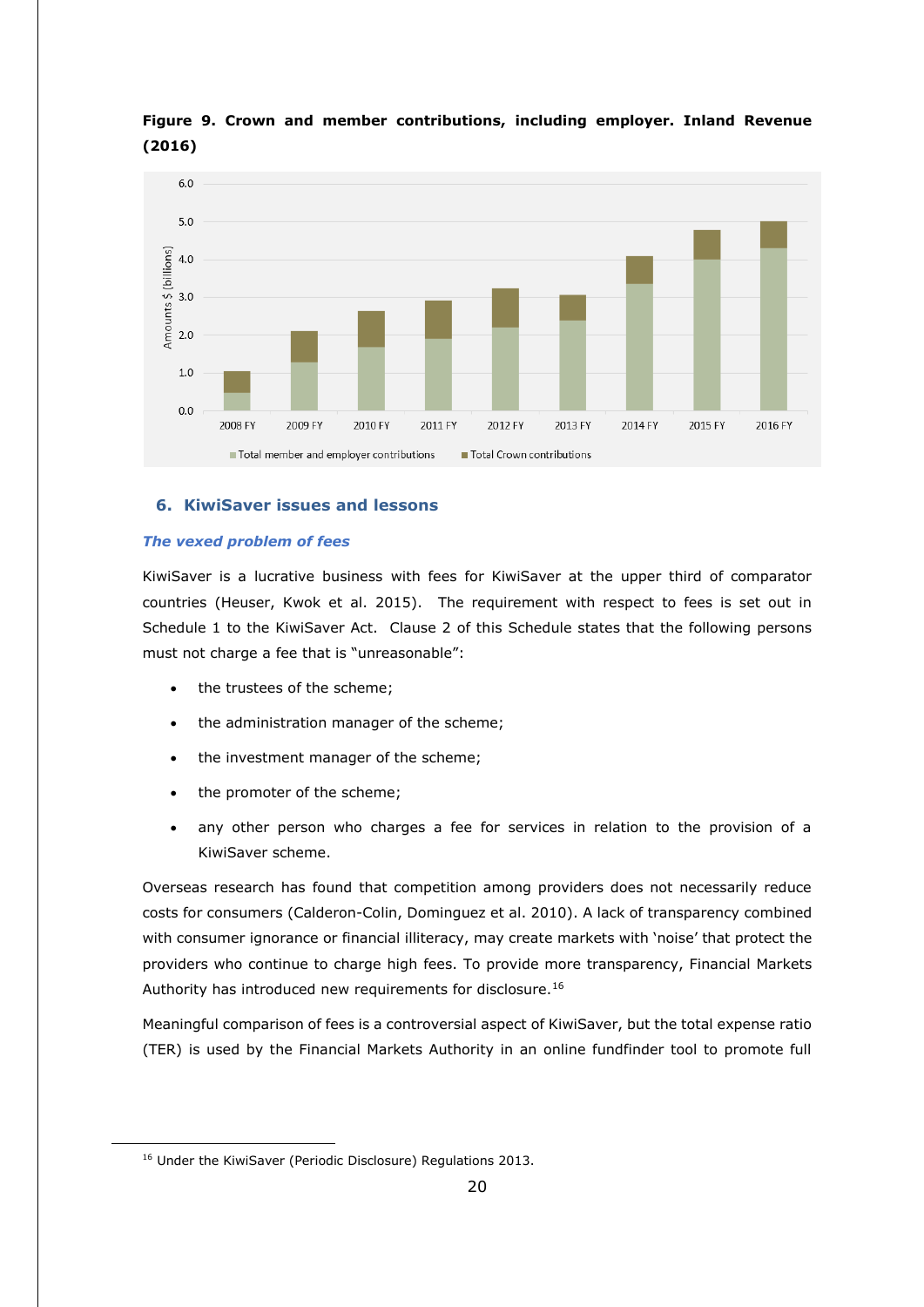**Figure 9. Crown and member contributions, including employer. Inland Revenue (2016)**

## 6. KiwiSaver issues and lessons

### *The vexed problem of fees*

KiwiSaver is a lucrative business with fees for KiwiSaver at the upper third of comparator countries (Heuser, Kwok et al. 2015). The requirement with respect to fees is set out in Schedule 1 to the KiwiSaver Act. Clause 2 of this Schedule states that the following persons must not charge a fee that is "unreasonable":

- the trustees of the scheme;
- the administration manager of the scheme;
- the investment manager of the scheme;
- the promoter of the scheme;
- any other person who charges a fee for services in relation to the provision of a KiwiSaver scheme.

Overseas research has found that competition among providers does not necessarily reduce costs for consumers (Calderon-Colin, Dominguez et al. 2010). A lack of transparency combined with consumer ignorance or financial illiteracy, may create markets with 'noise' that protect the providers who continue to charge high fees. To provide more transparency, Financial Markets Authority has introduced new requirements for disclosure.[16]

Meaningful comparison of fees is a controversial aspect of KiwiSaver, but the total expense ratio (TER) is used by the Financial Markets Authority in an online fundfinder tool to promote full

[16] Under the KiwiSaver (Periodic Disclosure) Regulations 2013.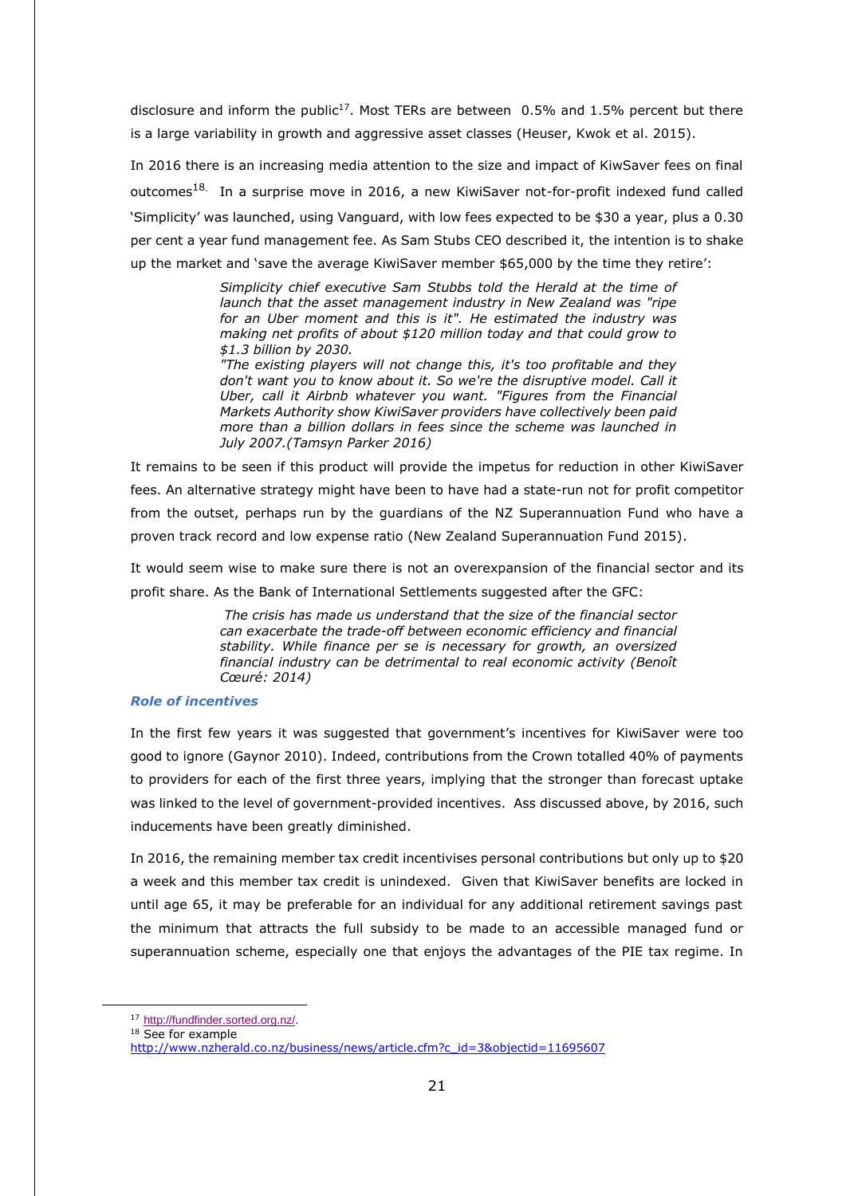disclosure and inform the public[17]. Most TERs are between 0.5% and 1.5% percent but there is a large variability in growth and aggressive asset classes (Heuser, Kwok et al. 2015).

In 2016 there is an increasing media attention to the size and impact of KiwSaver fees on final outcomes[18]. In a surprise move in 2016, a new KiwiSaver not-for-profit indexed fund called 'Simplicity' was launched, using Vanguard, with low fees expected to be $30 a year, plus a 0.30 per cent a year fund management fee. As Sam Stubs CEO described it, the intention is to shake up the market and 'save the average KiwiSaver member $65,000 by the time they retire':

> *Simplicity chief executive Sam Stubbs told the Herald at the time of launch that the asset management industry in New Zealand was "ripe for an Uber moment and this is it". He estimated the industry was making net profits of about $120 million today and that could grow to $1.3 billion by 2030.*
> *"The existing players will not change this, it's too profitable and they don't want you to know about it. So we're the disruptive model. Call it Uber, call it Airbnb whatever you want. "Figures from the Financial Markets Authority show KiwiSaver providers have collectively been paid more than a billion dollars in fees since the scheme was launched in July 2007.(Tamsyn Parker 2016)*

It remains to be seen if this product will provide the impetus for reduction in other KiwiSaver fees. An alternative strategy might have been to have had a state-run not for profit competitor from the outset, perhaps run by the guardians of the NZ Superannuation Fund who have a proven track record and low expense ratio (New Zealand Superannuation Fund 2015).

It would seem wise to make sure there is not an overexpansion of the financial sector and its profit share. As the Bank of International Settlements suggested after the GFC:

> *The crisis has made us understand that the size of the financial sector can exacerbate the trade-off between economic efficiency and financial stability. While finance per se is necessary for growth, an oversized financial industry can be detrimental to real economic activity (Benoît Cœuré: 2014)*

### *Role of incentives*

In the first few years it was suggested that government's incentives for KiwiSaver were too good to ignore (Gaynor 2010). Indeed, contributions from the Crown totalled 40% of payments to providers for each of the first three years, implying that the stronger than forecast uptake was linked to the level of government-provided incentives. Ass discussed above, by 2016, such inducements have been greatly diminished.

In 2016, the remaining member tax credit incentivises personal contributions but only up to $20 a week and this member tax credit is unindexed. Given that KiwiSaver benefits are locked in until age 65, it may be preferable for an individual for any additional retirement savings past the minimum that attracts the full subsidy to be made to an accessible managed fund or superannuation scheme, especially one that enjoys the advantages of the PIE tax regime. In

---

[17] http://fundfinder.sorted.org.nz/.

[18] See for example http://www.nzherald.co.nz/business/news/article.cfm?c_id=3&objectid=11695607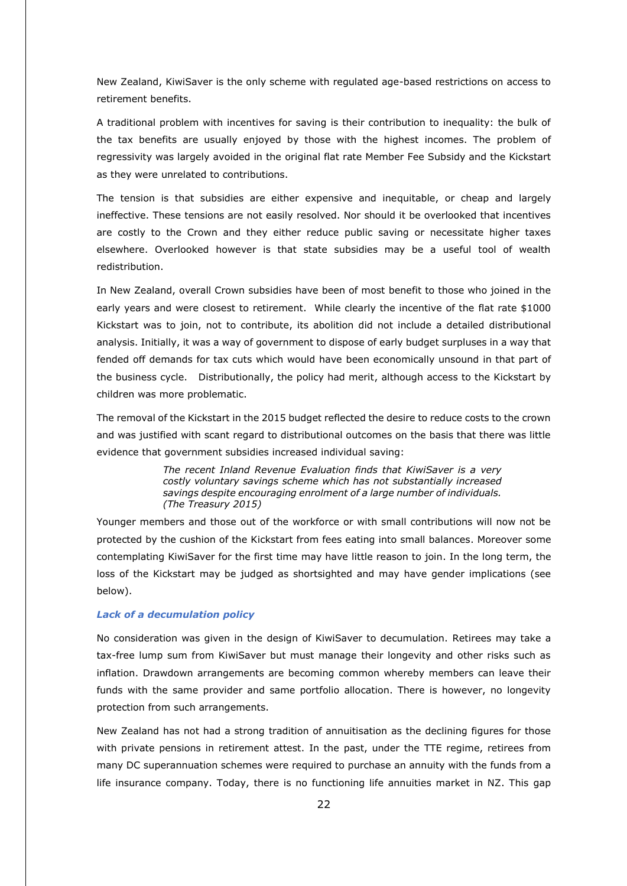New Zealand, KiwiSaver is the only scheme with regulated age-based restrictions on access to retirement benefits.

A traditional problem with incentives for saving is their contribution to inequality: the bulk of the tax benefits are usually enjoyed by those with the highest incomes. The problem of regressivity was largely avoided in the original flat rate Member Fee Subsidy and the Kickstart as they were unrelated to contributions.

The tension is that subsidies are either expensive and inequitable, or cheap and largely ineffective. These tensions are not easily resolved. Nor should it be overlooked that incentives are costly to the Crown and they either reduce public saving or necessitate higher taxes elsewhere. Overlooked however is that state subsidies may be a useful tool of wealth redistribution.

In New Zealand, overall Crown subsidies have been of most benefit to those who joined in the early years and were closest to retirement. While clearly the incentive of the flat rate $1000 Kickstart was to join, not to contribute, its abolition did not include a detailed distributional analysis. Initially, it was a way of government to dispose of early budget surpluses in a way that fended off demands for tax cuts which would have been economically unsound in that part of the business cycle. Distributionally, the policy had merit, although access to the Kickstart by children was more problematic.

The removal of the Kickstart in the 2015 budget reflected the desire to reduce costs to the crown and was justified with scant regard to distributional outcomes on the basis that there was little evidence that government subsidies increased individual saving:

> *The recent Inland Revenue Evaluation finds that KiwiSaver is a very costly voluntary savings scheme which has not substantially increased savings despite encouraging enrolment of a large number of individuals. (The Treasury 2015)*

Younger members and those out of the workforce or with small contributions will now not be protected by the cushion of the Kickstart from fees eating into small balances. Moreover some contemplating KiwiSaver for the first time may have little reason to join. In the long term, the loss of the Kickstart may be judged as shortsighted and may have gender implications (see below).

### *Lack of a decumulation policy*

No consideration was given in the design of KiwiSaver to decumulation. Retirees may take a tax-free lump sum from KiwiSaver but must manage their longevity and other risks such as inflation. Drawdown arrangements are becoming common whereby members can leave their funds with the same provider and same portfolio allocation. There is however, no longevity protection from such arrangements.

New Zealand has not had a strong tradition of annuitisation as the declining figures for those with private pensions in retirement attest. In the past, under the TTE regime, retirees from many DC superannuation schemes were required to purchase an annuity with the funds from a life insurance company. Today, there is no functioning life annuities market in NZ. This gap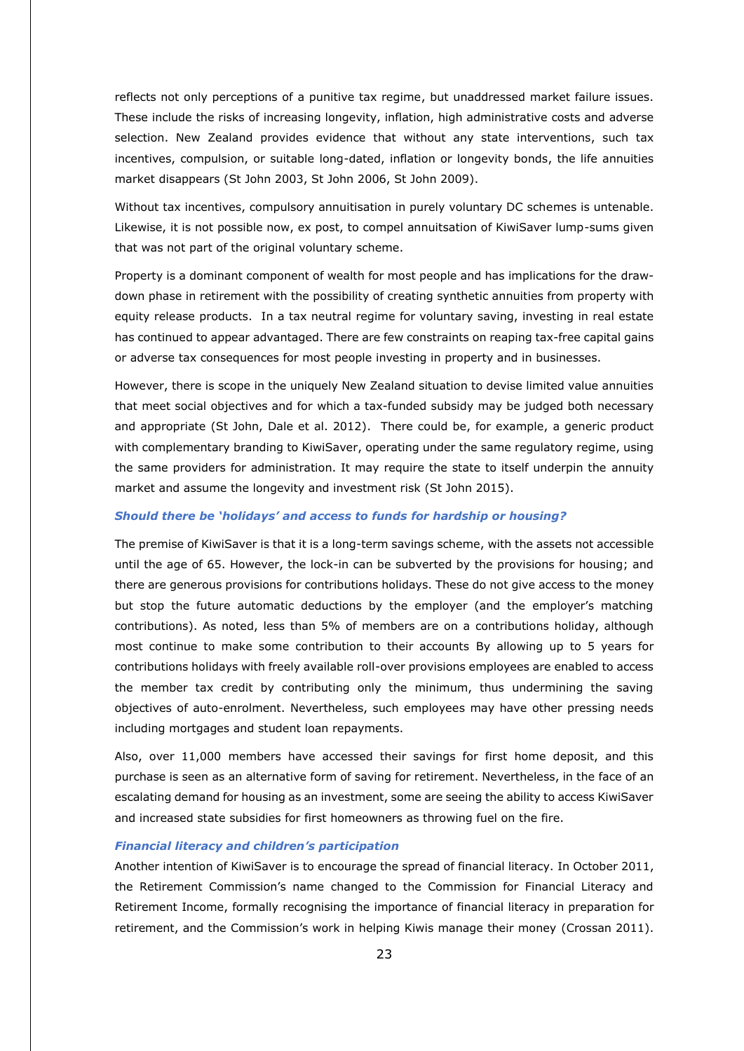reflects not only perceptions of a punitive tax regime, but unaddressed market failure issues. These include the risks of increasing longevity, inflation, high administrative costs and adverse selection. New Zealand provides evidence that without any state interventions, such tax incentives, compulsion, or suitable long-dated, inflation or longevity bonds, the life annuities market disappears (St John 2003, St John 2006, St John 2009).

Without tax incentives, compulsory annuitisation in purely voluntary DC schemes is untenable. Likewise, it is not possible now, ex post, to compel annuitsation of KiwiSaver lump-sums given that was not part of the original voluntary scheme.

Property is a dominant component of wealth for most people and has implications for the draw-down phase in retirement with the possibility of creating synthetic annuities from property with equity release products. In a tax neutral regime for voluntary saving, investing in real estate has continued to appear advantaged. There are few constraints on reaping tax-free capital gains or adverse tax consequences for most people investing in property and in businesses.

However, there is scope in the uniquely New Zealand situation to devise limited value annuities that meet social objectives and for which a tax-funded subsidy may be judged both necessary and appropriate (St John, Dale et al. 2012). There could be, for example, a generic product with complementary branding to KiwiSaver, operating under the same regulatory regime, using the same providers for administration. It may require the state to itself underpin the annuity market and assume the longevity and investment risk (St John 2015).

### *Should there be 'holidays' and access to funds for hardship or housing?*

The premise of KiwiSaver is that it is a long-term savings scheme, with the assets not accessible until the age of 65. However, the lock-in can be subverted by the provisions for housing; and there are generous provisions for contributions holidays. These do not give access to the money but stop the future automatic deductions by the employer (and the employer's matching contributions). As noted, less than 5% of members are on a contributions holiday, although most continue to make some contribution to their accounts By allowing up to 5 years for contributions holidays with freely available roll-over provisions employees are enabled to access the member tax credit by contributing only the minimum, thus undermining the saving objectives of auto-enrolment. Nevertheless, such employees may have other pressing needs including mortgages and student loan repayments.

Also, over 11,000 members have accessed their savings for first home deposit, and this purchase is seen as an alternative form of saving for retirement. Nevertheless, in the face of an escalating demand for housing as an investment, some are seeing the ability to access KiwiSaver and increased state subsidies for first homeowners as throwing fuel on the fire.

### *Financial literacy and children's participation*

Another intention of KiwiSaver is to encourage the spread of financial literacy. In October 2011, the Retirement Commission's name changed to the Commission for Financial Literacy and Retirement Income, formally recognising the importance of financial literacy in preparation for retirement, and the Commission's work in helping Kiwis manage their money (Crossan 2011).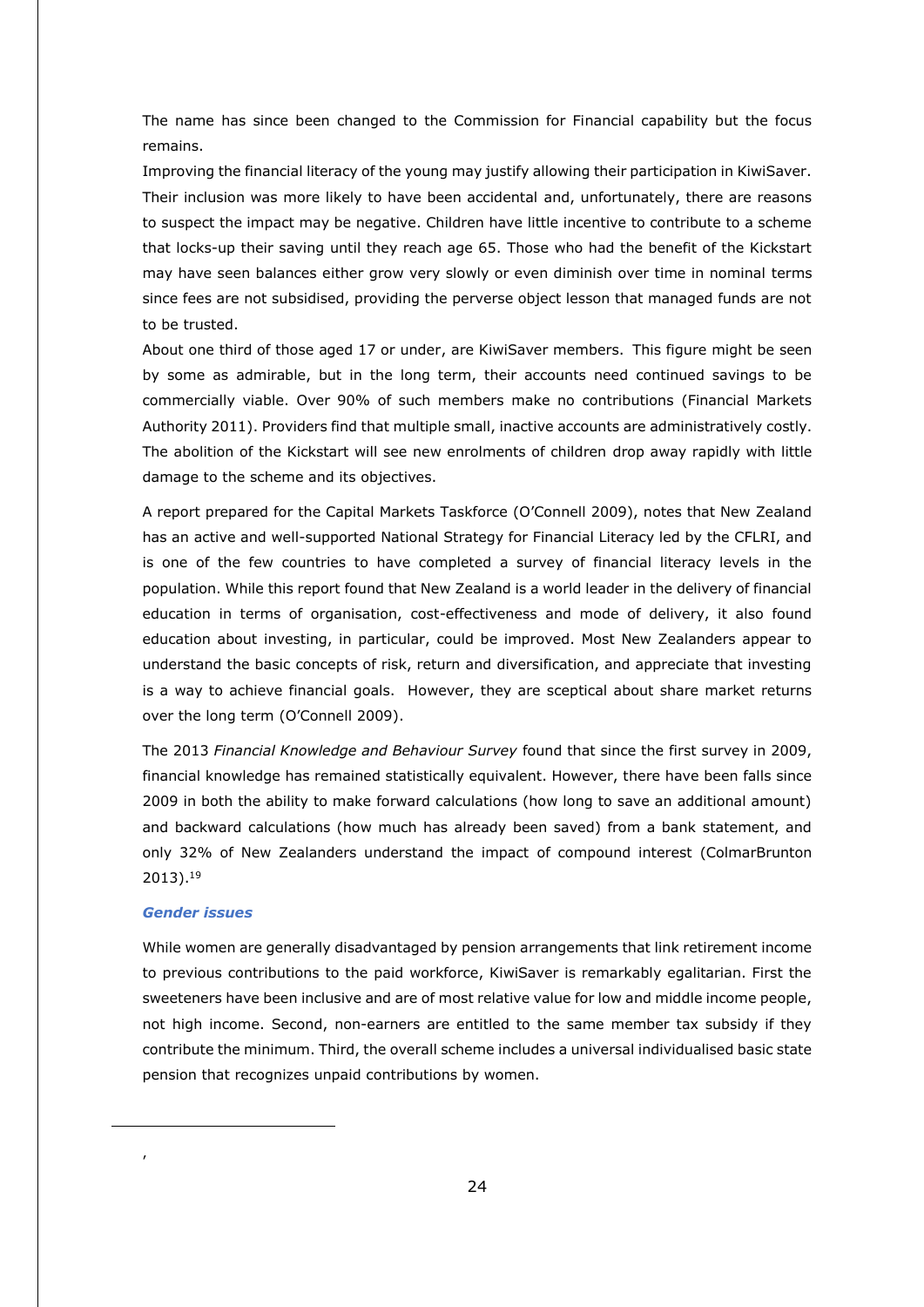The name has since been changed to the Commission for Financial capability but the focus remains.

Improving the financial literacy of the young may justify allowing their participation in KiwiSaver. Their inclusion was more likely to have been accidental and, unfortunately, there are reasons to suspect the impact may be negative. Children have little incentive to contribute to a scheme that locks-up their saving until they reach age 65. Those who had the benefit of the Kickstart may have seen balances either grow very slowly or even diminish over time in nominal terms since fees are not subsidised, providing the perverse object lesson that managed funds are not to be trusted.

About one third of those aged 17 or under, are KiwiSaver members. This figure might be seen by some as admirable, but in the long term, their accounts need continued savings to be commercially viable. Over 90% of such members make no contributions (Financial Markets Authority 2011). Providers find that multiple small, inactive accounts are administratively costly. The abolition of the Kickstart will see new enrolments of children drop away rapidly with little damage to the scheme and its objectives.

A report prepared for the Capital Markets Taskforce (O'Connell 2009), notes that New Zealand has an active and well-supported National Strategy for Financial Literacy led by the CFLRI, and is one of the few countries to have completed a survey of financial literacy levels in the population. While this report found that New Zealand is a world leader in the delivery of financial education in terms of organisation, cost-effectiveness and mode of delivery, it also found education about investing, in particular, could be improved. Most New Zealanders appear to understand the basic concepts of risk, return and diversification, and appreciate that investing is a way to achieve financial goals. However, they are sceptical about share market returns over the long term (O'Connell 2009).

The 2013 *Financial Knowledge and Behaviour Survey* found that since the first survey in 2009, financial knowledge has remained statistically equivalent. However, there have been falls since 2009 in both the ability to make forward calculations (how long to save an additional amount) and backward calculations (how much has already been saved) from a bank statement, and only 32% of New Zealanders understand the impact of compound interest (ColmarBrunton 2013).[19]

### *Gender issues*

While women are generally disadvantaged by pension arrangements that link retirement income to previous contributions to the paid workforce, KiwiSaver is remarkably egalitarian. First the sweeteners have been inclusive and are of most relative value for low and middle income people, not high income. Second, non-earners are entitled to the same member tax subsidy if they contribute the minimum. Third, the overall scheme includes a universal individualised basic state pension that recognizes unpaid contributions by women.

---

,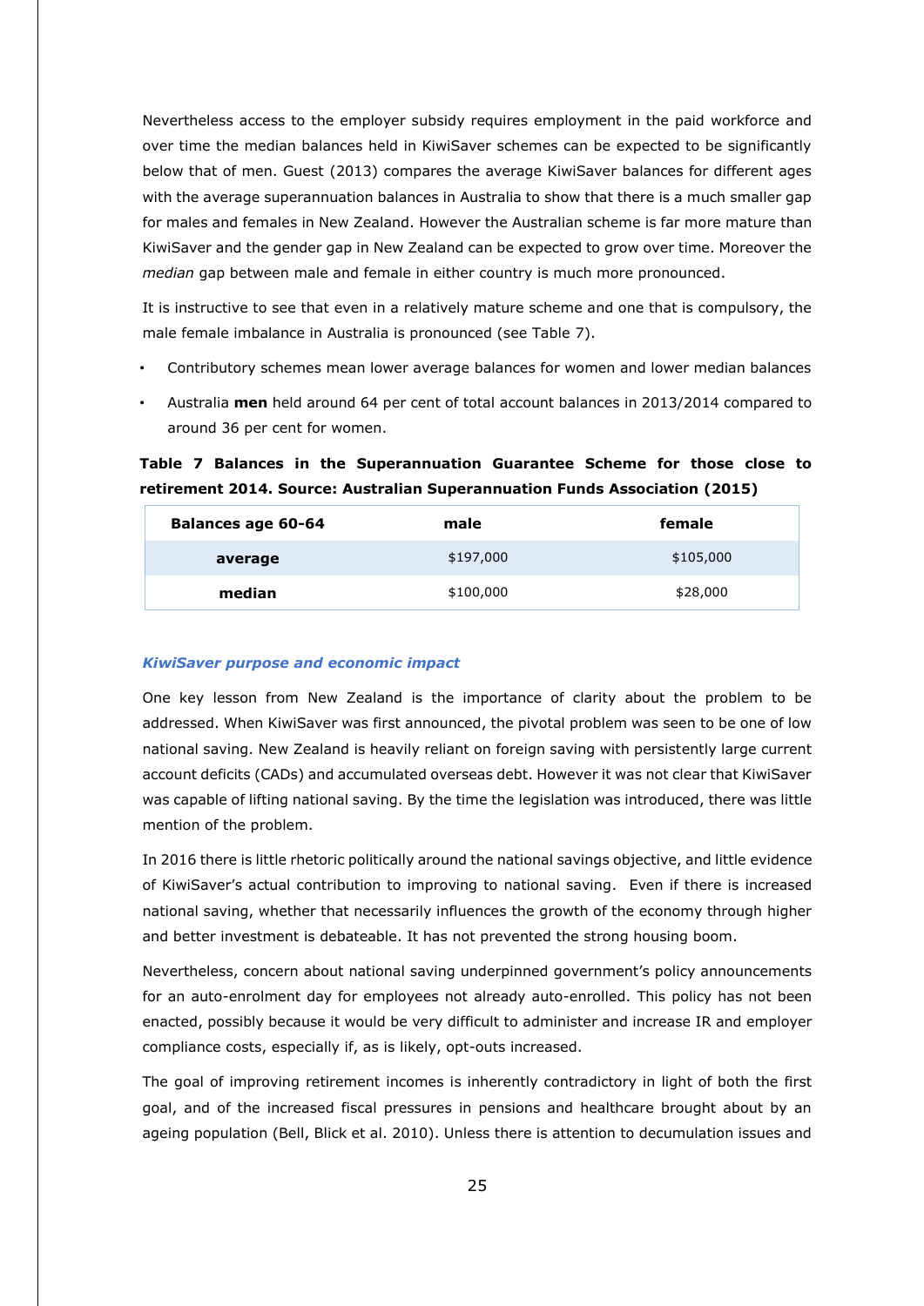Nevertheless access to the employer subsidy requires employment in the paid workforce and over time the median balances held in KiwiSaver schemes can be expected to be significantly below that of men. Guest (2013) compares the average KiwiSaver balances for different ages with the average superannuation balances in Australia to show that there is a much smaller gap for males and females in New Zealand. However the Australian scheme is far more mature than KiwiSaver and the gender gap in New Zealand can be expected to grow over time. Moreover the *median* gap between male and female in either country is much more pronounced.

It is instructive to see that even in a relatively mature scheme and one that is compulsory, the male female imbalance in Australia is pronounced (see Table 7).

- Contributory schemes mean lower average balances for women and lower median balances
- Australia **men** held around 64 per cent of total account balances in 2013/2014 compared to around 36 per cent for women.

**Table 7 Balances in the Superannuation Guarantee Scheme for those close to retirement 2014. Source: Australian Superannuation Funds Association (2015)**

| Balances age 60-64 | male | female |
|---|---|---|
| **average** | $197,000 | $105,000 |
| **median** | $100,000 | $28,000 |

### *KiwiSaver purpose and economic impact*

One key lesson from New Zealand is the importance of clarity about the problem to be addressed. When KiwiSaver was first announced, the pivotal problem was seen to be one of low national saving. New Zealand is heavily reliant on foreign saving with persistently large current account deficits (CADs) and accumulated overseas debt. However it was not clear that KiwiSaver was capable of lifting national saving. By the time the legislation was introduced, there was little mention of the problem.

In 2016 there is little rhetoric politically around the national savings objective, and little evidence of KiwiSaver's actual contribution to improving to national saving. Even if there is increased national saving, whether that necessarily influences the growth of the economy through higher and better investment is debateable. It has not prevented the strong housing boom.

Nevertheless, concern about national saving underpinned government's policy announcements for an auto-enrolment day for employees not already auto-enrolled. This policy has not been enacted, possibly because it would be very difficult to administer and increase IR and employer compliance costs, especially if, as is likely, opt-outs increased.

The goal of improving retirement incomes is inherently contradictory in light of both the first goal, and of the increased fiscal pressures in pensions and healthcare brought about by an ageing population (Bell, Blick et al. 2010). Unless there is attention to decumulation issues and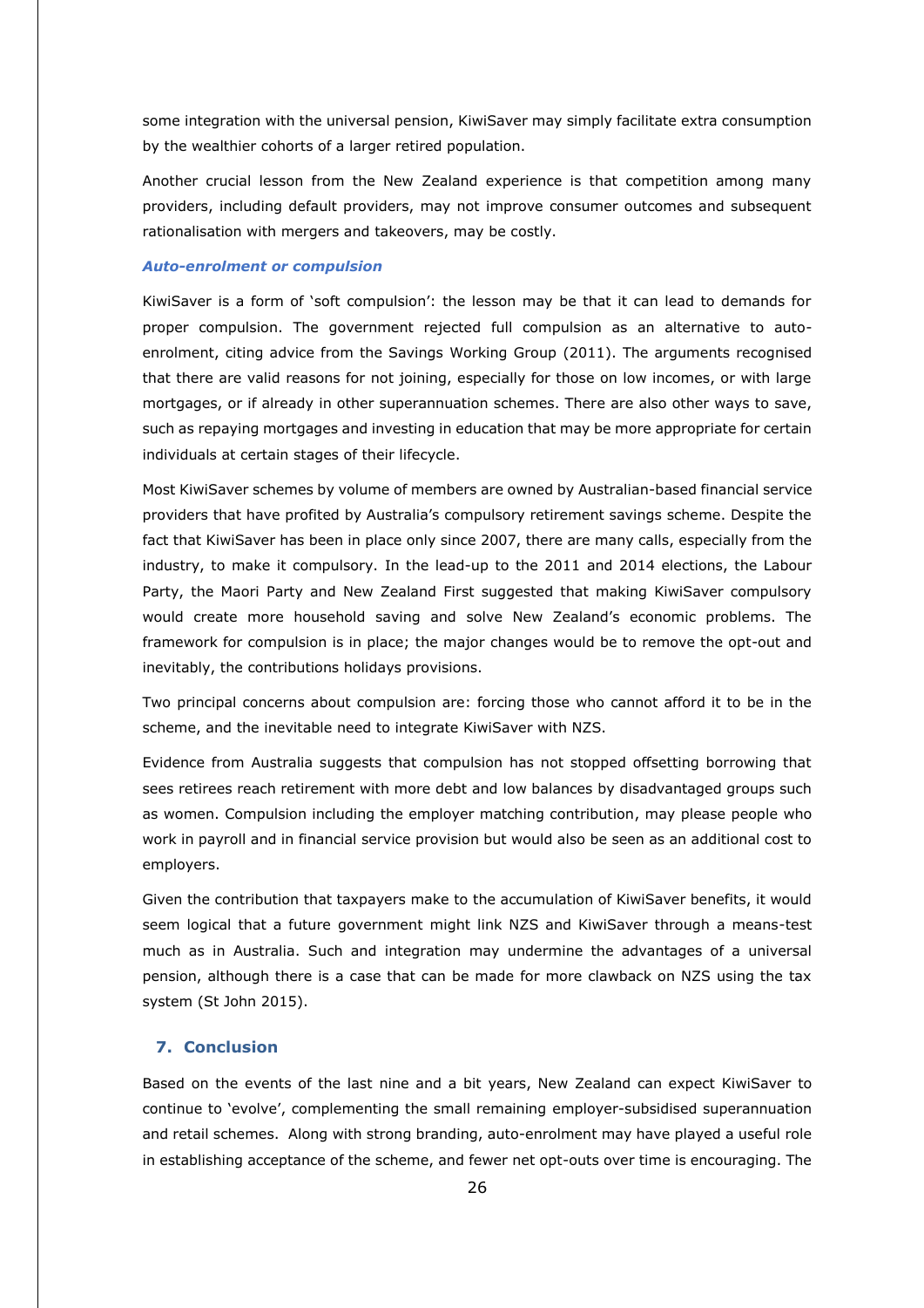some integration with the universal pension, KiwiSaver may simply facilitate extra consumption by the wealthier cohorts of a larger retired population.

Another crucial lesson from the New Zealand experience is that competition among many providers, including default providers, may not improve consumer outcomes and subsequent rationalisation with mergers and takeovers, may be costly.

***Auto-enrolment or compulsion***

KiwiSaver is a form of 'soft compulsion': the lesson may be that it can lead to demands for proper compulsion. The government rejected full compulsion as an alternative to auto-enrolment, citing advice from the Savings Working Group (2011). The arguments recognised that there are valid reasons for not joining, especially for those on low incomes, or with large mortgages, or if already in other superannuation schemes. There are also other ways to save, such as repaying mortgages and investing in education that may be more appropriate for certain individuals at certain stages of their lifecycle.

Most KiwiSaver schemes by volume of members are owned by Australian-based financial service providers that have profited by Australia's compulsory retirement savings scheme. Despite the fact that KiwiSaver has been in place only since 2007, there are many calls, especially from the industry, to make it compulsory. In the lead-up to the 2011 and 2014 elections, the Labour Party, the Maori Party and New Zealand First suggested that making KiwiSaver compulsory would create more household saving and solve New Zealand's economic problems. The framework for compulsion is in place; the major changes would be to remove the opt-out and inevitably, the contributions holidays provisions.

Two principal concerns about compulsion are: forcing those who cannot afford it to be in the scheme, and the inevitable need to integrate KiwiSaver with NZS.

Evidence from Australia suggests that compulsion has not stopped offsetting borrowing that sees retirees reach retirement with more debt and low balances by disadvantaged groups such as women. Compulsion including the employer matching contribution, may please people who work in payroll and in financial service provision but would also be seen as an additional cost to employers.

Given the contribution that taxpayers make to the accumulation of KiwiSaver benefits, it would seem logical that a future government might link NZS and KiwiSaver through a means-test much as in Australia. Such and integration may undermine the advantages of a universal pension, although there is a case that can be made for more clawback on NZS using the tax system (St John 2015).

## 7. Conclusion

Based on the events of the last nine and a bit years, New Zealand can expect KiwiSaver to continue to 'evolve', complementing the small remaining employer-subsidised superannuation and retail schemes. Along with strong branding, auto-enrolment may have played a useful role in establishing acceptance of the scheme, and fewer net opt-outs over time is encouraging. The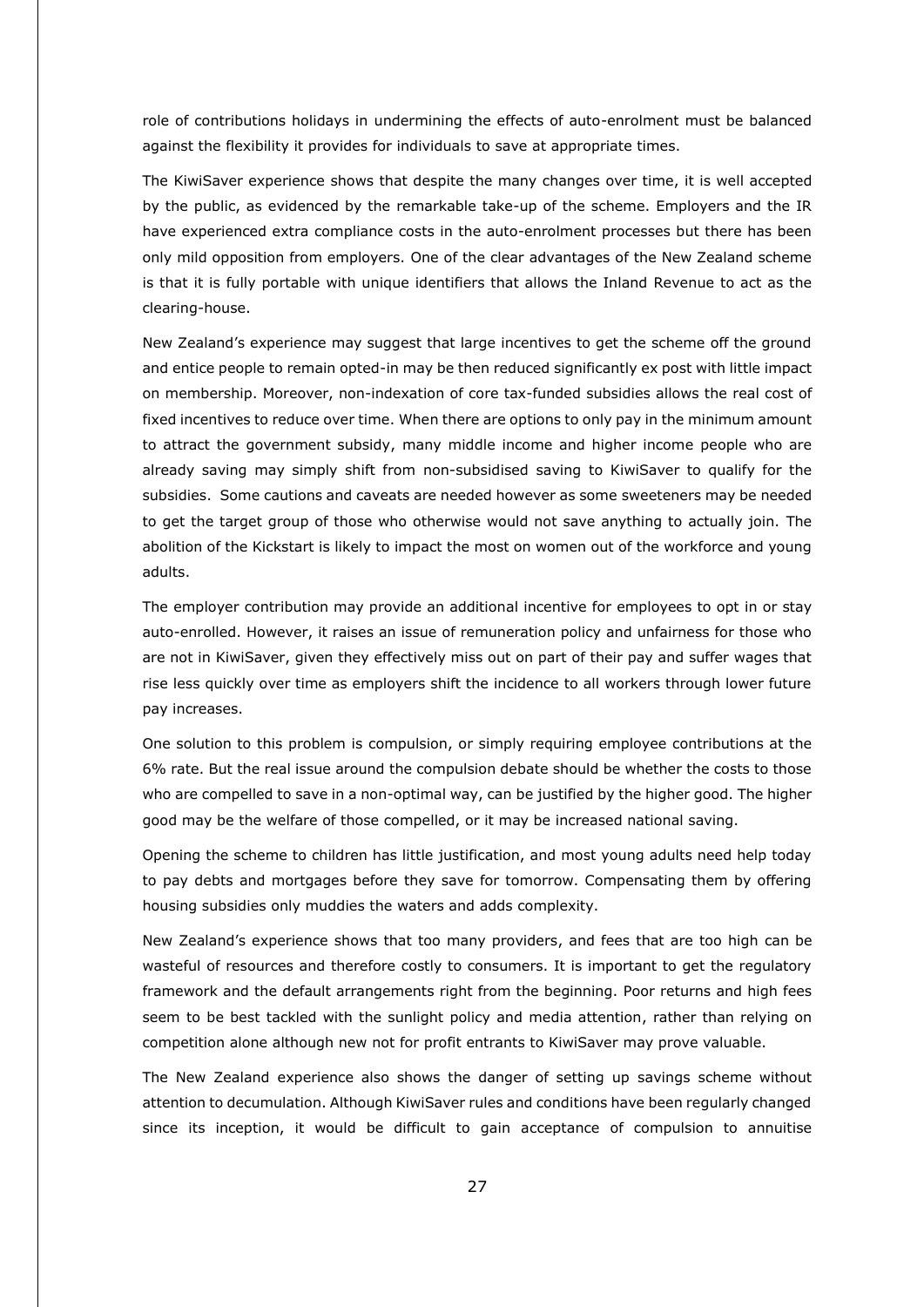role of contributions holidays in undermining the effects of auto-enrolment must be balanced against the flexibility it provides for individuals to save at appropriate times.

The KiwiSaver experience shows that despite the many changes over time, it is well accepted by the public, as evidenced by the remarkable take-up of the scheme. Employers and the IR have experienced extra compliance costs in the auto-enrolment processes but there has been only mild opposition from employers. One of the clear advantages of the New Zealand scheme is that it is fully portable with unique identifiers that allows the Inland Revenue to act as the clearing-house.

New Zealand's experience may suggest that large incentives to get the scheme off the ground and entice people to remain opted-in may be then reduced significantly ex post with little impact on membership. Moreover, non-indexation of core tax-funded subsidies allows the real cost of fixed incentives to reduce over time. When there are options to only pay in the minimum amount to attract the government subsidy, many middle income and higher income people who are already saving may simply shift from non-subsidised saving to KiwiSaver to qualify for the subsidies. Some cautions and caveats are needed however as some sweeteners may be needed to get the target group of those who otherwise would not save anything to actually join. The abolition of the Kickstart is likely to impact the most on women out of the workforce and young adults.

The employer contribution may provide an additional incentive for employees to opt in or stay auto-enrolled. However, it raises an issue of remuneration policy and unfairness for those who are not in KiwiSaver, given they effectively miss out on part of their pay and suffer wages that rise less quickly over time as employers shift the incidence to all workers through lower future pay increases.

One solution to this problem is compulsion, or simply requiring employee contributions at the 6% rate. But the real issue around the compulsion debate should be whether the costs to those who are compelled to save in a non-optimal way, can be justified by the higher good. The higher good may be the welfare of those compelled, or it may be increased national saving.

Opening the scheme to children has little justification, and most young adults need help today to pay debts and mortgages before they save for tomorrow. Compensating them by offering housing subsidies only muddies the waters and adds complexity.

New Zealand's experience shows that too many providers, and fees that are too high can be wasteful of resources and therefore costly to consumers. It is important to get the regulatory framework and the default arrangements right from the beginning. Poor returns and high fees seem to be best tackled with the sunlight policy and media attention, rather than relying on competition alone although new not for profit entrants to KiwiSaver may prove valuable.

The New Zealand experience also shows the danger of setting up savings scheme without attention to decumulation. Although KiwiSaver rules and conditions have been regularly changed since its inception, it would be difficult to gain acceptance of compulsion to annuitise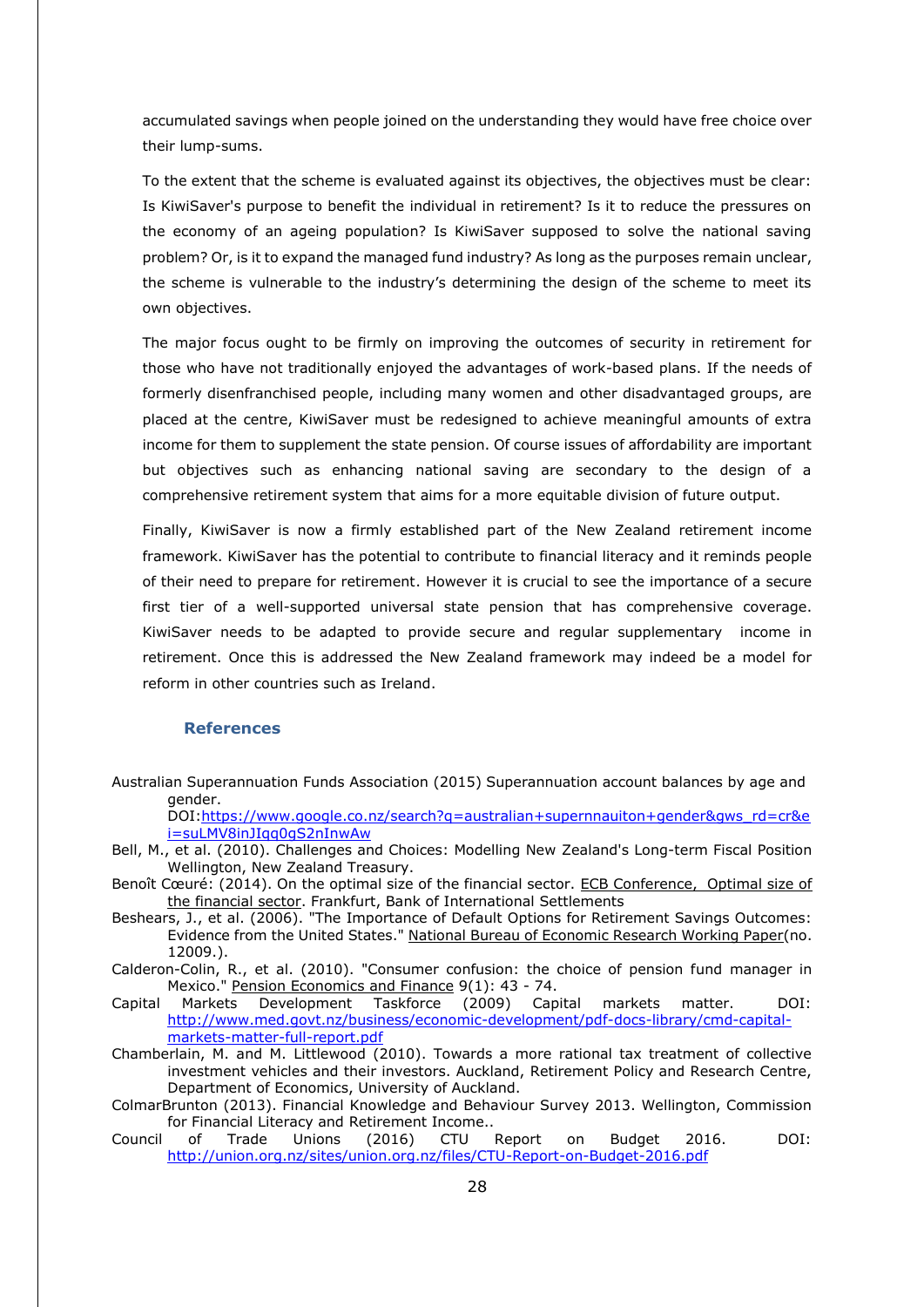accumulated savings when people joined on the understanding they would have free choice over their lump-sums.

To the extent that the scheme is evaluated against its objectives, the objectives must be clear: Is KiwiSaver's purpose to benefit the individual in retirement? Is it to reduce the pressures on the economy of an ageing population? Is KiwiSaver supposed to solve the national saving problem? Or, is it to expand the managed fund industry? As long as the purposes remain unclear, the scheme is vulnerable to the industry's determining the design of the scheme to meet its own objectives.

The major focus ought to be firmly on improving the outcomes of security in retirement for those who have not traditionally enjoyed the advantages of work-based plans. If the needs of formerly disenfranchised people, including many women and other disadvantaged groups, are placed at the centre, KiwiSaver must be redesigned to achieve meaningful amounts of extra income for them to supplement the state pension. Of course issues of affordability are important but objectives such as enhancing national saving are secondary to the design of a comprehensive retirement system that aims for a more equitable division of future output.

Finally, KiwiSaver is now a firmly established part of the New Zealand retirement income framework. KiwiSaver has the potential to contribute to financial literacy and it reminds people of their need to prepare for retirement. However it is crucial to see the importance of a secure first tier of a well-supported universal state pension that has comprehensive coverage. KiwiSaver needs to be adapted to provide secure and regular supplementary income in retirement. Once this is addressed the New Zealand framework may indeed be a model for reform in other countries such as Ireland.

## References

Australian Superannuation Funds Association (2015) Superannuation account balances by age and gender. DOI:https://www.google.co.nz/search?q=australian+supernnauiton+gender&gws_rd=cr&ei=suLMV8inJIqq0gS2nInwAw

Bell, M., et al. (2010). Challenges and Choices: Modelling New Zealand's Long-term Fiscal Position Wellington, New Zealand Treasury.

Benoît Cœuré: (2014). On the optimal size of the financial sector. ECB Conference, Optimal size of the financial sector. Frankfurt, Bank of International Settlements

Beshears, J., et al. (2006). "The Importance of Default Options for Retirement Savings Outcomes: Evidence from the United States." National Bureau of Economic Research Working Paper(no. 12009.).

Calderon-Colin, R., et al. (2010). "Consumer confusion: the choice of pension fund manager in Mexico." Pension Economics and Finance 9(1): 43 - 74.

Capital Markets Development Taskforce (2009) Capital markets matter. DOI: http://www.med.govt.nz/business/economic-development/pdf-docs-library/cmd-capital-markets-matter-full-report.pdf

Chamberlain, M. and M. Littlewood (2010). Towards a more rational tax treatment of collective investment vehicles and their investors. Auckland, Retirement Policy and Research Centre, Department of Economics, University of Auckland.

ColmarBrunton (2013). Financial Knowledge and Behaviour Survey 2013. Wellington, Commission for Financial Literacy and Retirement Income..

Council of Trade Unions (2016) CTU Report on Budget 2016. DOI: http://union.org.nz/sites/union.org.nz/files/CTU-Report-on-Budget-2016.pdf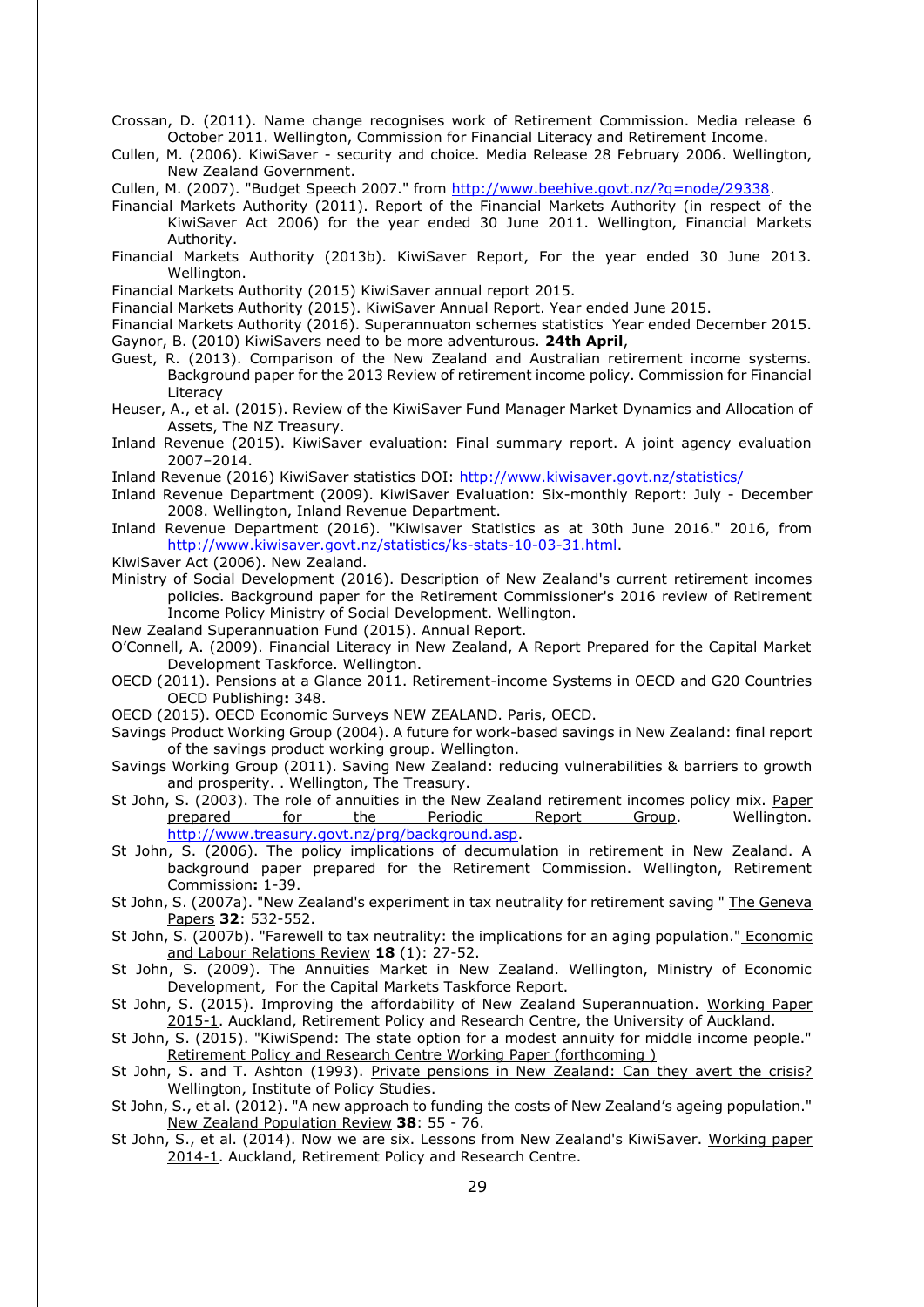Crossan, D. (2011). Name change recognises work of Retirement Commission. Media release 6 October 2011. Wellington, Commission for Financial Literacy and Retirement Income.

Cullen, M. (2006). KiwiSaver - security and choice. Media Release 28 February 2006. Wellington, New Zealand Government.

Cullen, M. (2007). "Budget Speech 2007." from http://www.beehive.govt.nz/?q=node/29338.

Financial Markets Authority (2011). Report of the Financial Markets Authority (in respect of the KiwiSaver Act 2006) for the year ended 30 June 2011. Wellington, Financial Markets Authority.

Financial Markets Authority (2013b). KiwiSaver Report, For the year ended 30 June 2013. Wellington.

Financial Markets Authority (2015) KiwiSaver annual report 2015.

Financial Markets Authority (2015). KiwiSaver Annual Report. Year ended June 2015.

Financial Markets Authority (2016). Superannuaton schemes statistics Year ended December 2015.

Gaynor, B. (2010) KiwiSavers need to be more adventurous. **24th April**,

Guest, R. (2013). Comparison of the New Zealand and Australian retirement income systems. Background paper for the 2013 Review of retirement income policy. Commission for Financial Literacy

Heuser, A., et al. (2015). Review of the KiwiSaver Fund Manager Market Dynamics and Allocation of Assets, The NZ Treasury.

Inland Revenue (2015). KiwiSaver evaluation: Final summary report. A joint agency evaluation 2007–2014.

Inland Revenue (2016) KiwiSaver statistics DOI: http://www.kiwisaver.govt.nz/statistics/

Inland Revenue Department (2009). KiwiSaver Evaluation: Six-monthly Report: July - December 2008. Wellington, Inland Revenue Department.

Inland Revenue Department (2016). "Kiwisaver Statistics as at 30th June 2016." 2016, from http://www.kiwisaver.govt.nz/statistics/ks-stats-10-03-31.html.

KiwiSaver Act (2006). New Zealand.

Ministry of Social Development (2016). Description of New Zealand's current retirement incomes policies. Background paper for the Retirement Commissioner's 2016 review of Retirement Income Policy Ministry of Social Development. Wellington.

New Zealand Superannuation Fund (2015). Annual Report.

O'Connell, A. (2009). Financial Literacy in New Zealand, A Report Prepared for the Capital Market Development Taskforce. Wellington.

OECD (2011). Pensions at a Glance 2011. Retirement-income Systems in OECD and G20 Countries OECD Publishing**:** 348.

OECD (2015). OECD Economic Surveys NEW ZEALAND. Paris, OECD.

Savings Product Working Group (2004). A future for work-based savings in New Zealand: final report of the savings product working group. Wellington.

Savings Working Group (2011). Saving New Zealand: reducing vulnerabilities & barriers to growth and prosperity. . Wellington, The Treasury.

St John, S. (2003). The role of annuities in the New Zealand retirement incomes policy mix. Paper prepared for the Periodic Report Group. Wellington. http://www.treasury.govt.nz/prg/background.asp.

St John, S. (2006). The policy implications of decumulation in retirement in New Zealand. A background paper prepared for the Retirement Commission. Wellington, Retirement Commission**:** 1-39.

St John, S. (2007a). "New Zealand's experiment in tax neutrality for retirement saving " The Geneva Papers **32**: 532-552.

St John, S. (2007b). "Farewell to tax neutrality: the implications for an aging population." Economic and Labour Relations Review **18** (1): 27-52.

St John, S. (2009). The Annuities Market in New Zealand. Wellington, Ministry of Economic Development, For the Capital Markets Taskforce Report.

St John, S. (2015). Improving the affordability of New Zealand Superannuation. Working Paper 2015-1. Auckland, Retirement Policy and Research Centre, the University of Auckland.

St John, S. (2015). "KiwiSpend: The state option for a modest annuity for middle income people." Retirement Policy and Research Centre Working Paper (forthcoming )

St John, S. and T. Ashton (1993). Private pensions in New Zealand: Can they avert the crisis? Wellington, Institute of Policy Studies.

St John, S., et al. (2012). "A new approach to funding the costs of New Zealand's ageing population." New Zealand Population Review **38**: 55 - 76.

St John, S., et al. (2014). Now we are six. Lessons from New Zealand's KiwiSaver. Working paper 2014-1. Auckland, Retirement Policy and Research Centre.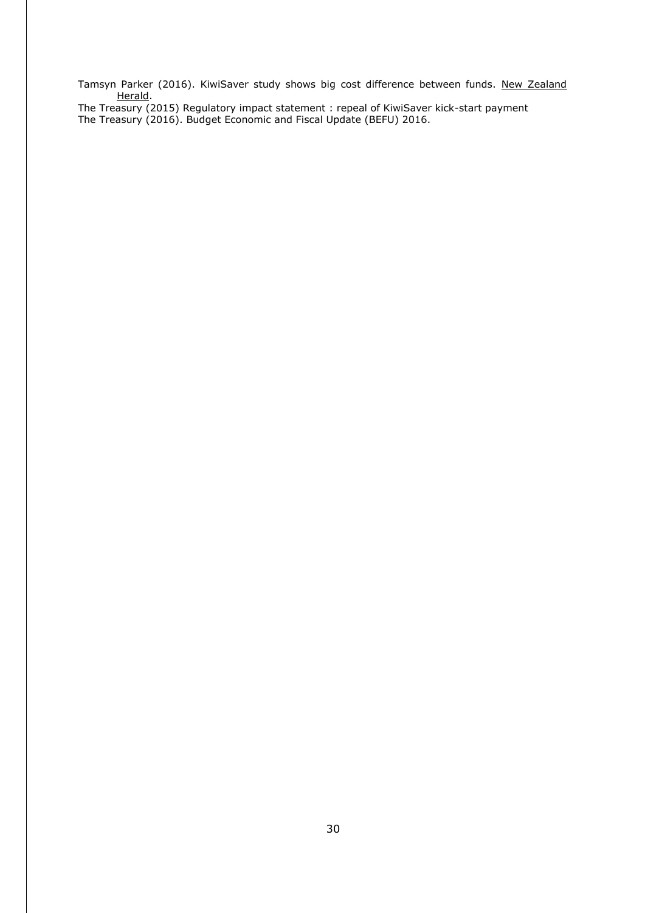Tamsyn Parker (2016). KiwiSaver study shows big cost difference between funds. New Zealand Herald.

The Treasury (2015) Regulatory impact statement : repeal of KiwiSaver kick-start payment

The Treasury (2016). Budget Economic and Fiscal Update (BEFU) 2016.